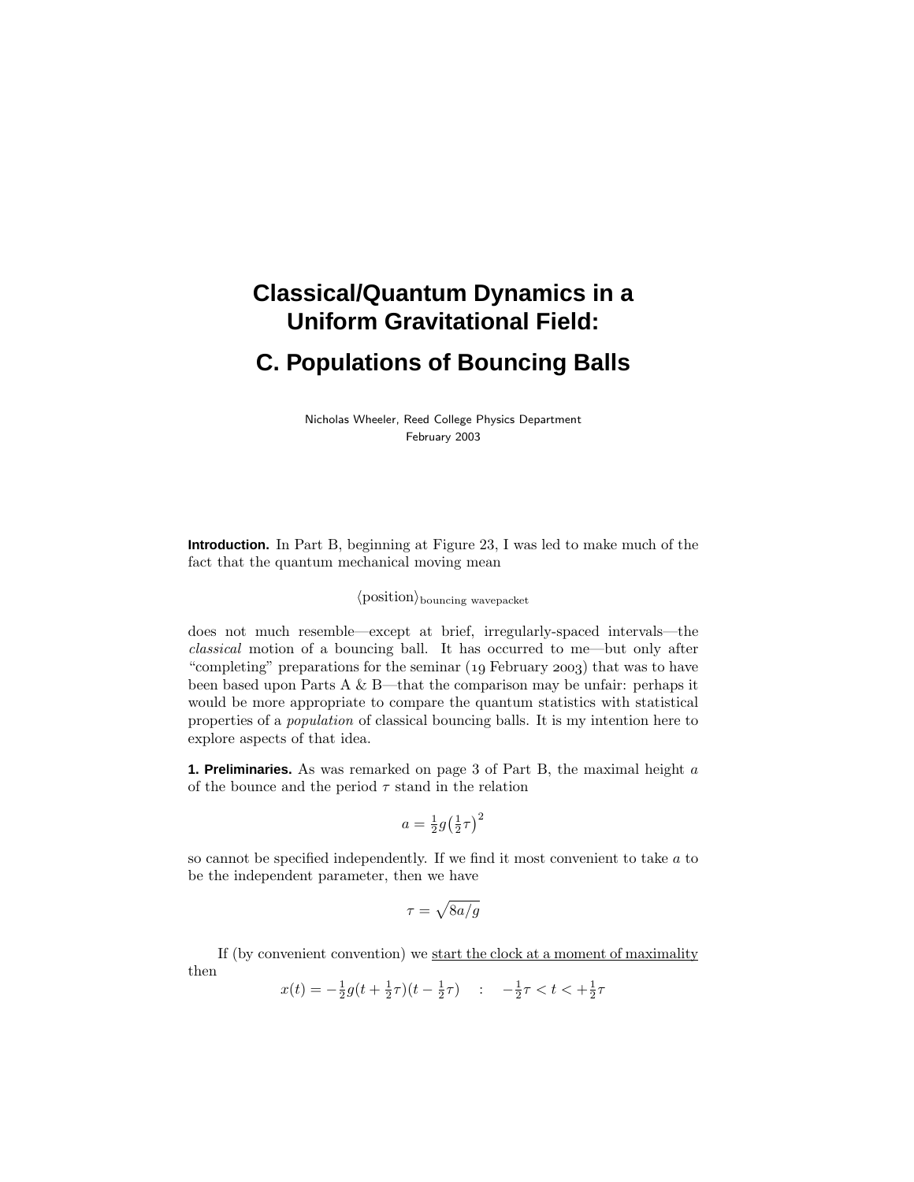# Classical/Quantum Dynamics in a Uniform Gravitational Field:

## C. Populations of Bouncing Balls

Nicholas Wheeler, Reed College Physics Department
February 2003

**Introduction.** In Part B, beginning at Figure 23, I was led to make much of the fact that the quantum mechanical moving mean

$$\langle \text{position} \rangle_{\text{bouncing wavepacket}}$$

does not much resemble—except at brief, irregularly-spaced intervals—the *classical* motion of a bouncing ball. It has occurred to me—but only after "completing" preparations for the seminar (19 February 2003) that was to have been based upon Parts A & B—that the comparison may be unfair: perhaps it would be more appropriate to compare the quantum statistics with statistical properties of a *population* of classical bouncing balls. It is my intention here to explore aspects of that idea.

**1. Preliminaries.** As was remarked on page 3 of Part B, the maximal height $a$ of the bounce and the period $\tau$ stand in the relation

$$a = \tfrac{1}{2}g\big(\tfrac{1}{2}\tau\big)^2$$

so cannot be specified independently. If we find it most convenient to take $a$ to be the independent parameter, then we have

$$\tau = \sqrt{8a/g}$$

If (by convenient convention) we start the clock at a moment of maximality then

$$x(t) = -\tfrac{1}{2}g(t + \tfrac{1}{2}\tau)(t - \tfrac{1}{2}\tau) \quad : \quad -\tfrac{1}{2}\tau < t < +\tfrac{1}{2}\tau$$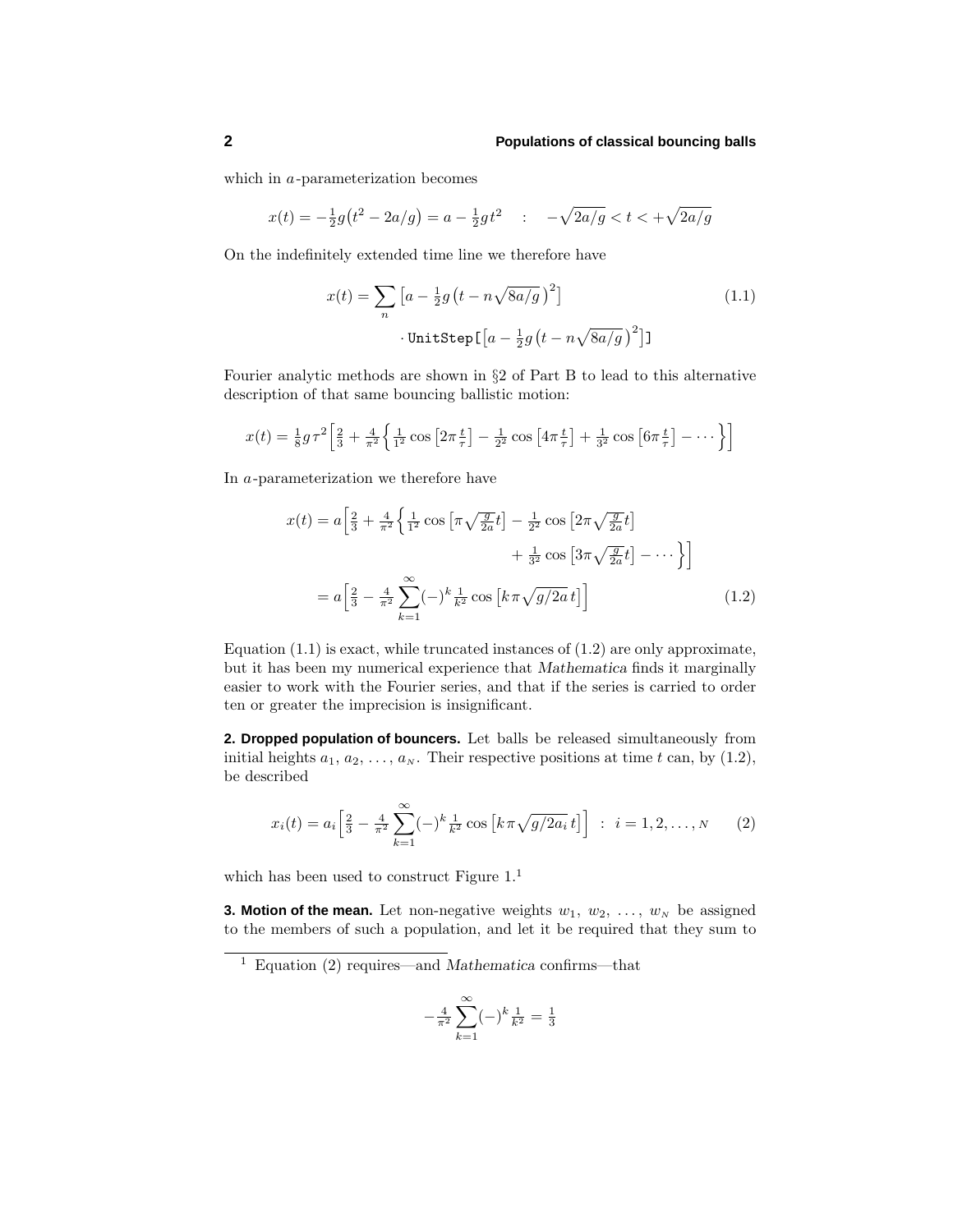which in $a$-parameterization becomes

$$x(t) = -\tfrac{1}{2}g\big(t^2 - 2a/g\big) = a - \tfrac{1}{2}gt^2 \quad : \quad -\sqrt{2a/g} < t < +\sqrt{2a/g}$$

On the indefinitely extended time line we therefore have

$$x(t) = \sum_n \big[a - \tfrac{1}{2}g\big(t - n\sqrt{8a/g}\,\big)^2\big] \cdot \texttt{UnitStep[}\big[a - \tfrac{1}{2}g\big(t - n\sqrt{8a/g}\,\big)^2\big]\texttt{]} \tag{1.1}$$

Fourier analytic methods are shown in §2 of Part B to lead to this alternative description of that same bouncing ballistic motion:

$$x(t) = \tfrac{1}{8}g\tau^2\Big[\tfrac{2}{3} + \tfrac{4}{\pi^2}\Big\{\tfrac{1}{1^2}\cos\big[2\pi\tfrac{t}{\tau}\big] - \tfrac{1}{2^2}\cos\big[4\pi\tfrac{t}{\tau}\big] + \tfrac{1}{3^2}\cos\big[6\pi\tfrac{t}{\tau}\big] - \cdots\Big\}\Big]$$

In $a$-parameterization we therefore have

$$\begin{aligned} x(t) &= a\Big[\tfrac{2}{3} + \tfrac{4}{\pi^2}\Big\{\tfrac{1}{1^2}\cos\big[\pi\sqrt{\tfrac{g}{2a}}t\big] - \tfrac{1}{2^2}\cos\big[2\pi\sqrt{\tfrac{g}{2a}}t\big] \\ &\qquad\qquad + \tfrac{1}{3^2}\cos\big[3\pi\sqrt{\tfrac{g}{2a}}t\big] - \cdots\Big\}\Big] \\ &= a\Big[\tfrac{2}{3} - \tfrac{4}{\pi^2}\sum_{k=1}^{\infty}(-)^k\tfrac{1}{k^2}\cos\big[k\pi\sqrt{g/2a}\,t\big]\Big] \end{aligned} \tag{1.2}$$

Equation (1.1) is exact, while truncated instances of (1.2) are only approximate, but it has been my numerical experience that *Mathematica* finds it marginally easier to work with the Fourier series, and that if the series is carried to order ten or greater the imprecision is insignificant.

**2. Dropped population of bouncers.** Let balls be released simultaneously from initial heights $a_1, a_2, \ldots, a_N$. Their respective positions at time $t$ can, by (1.2), be described

$$x_i(t) = a_i\Big[\tfrac{2}{3} - \tfrac{4}{\pi^2}\sum_{k=1}^{\infty}(-)^k\tfrac{1}{k^2}\cos\big[k\pi\sqrt{g/2a_i}\,t\big]\Big] \;:\; i = 1, 2, \ldots, N \tag{2}$$

which has been used to construct Figure 1.[1]

**3. Motion of the mean.** Let non-negative weights $w_1, w_2, \ldots, w_N$ be assigned to the members of such a population, and let it be required that they sum to

---

[1] Equation (2) requires—and *Mathematica* confirms—that

$$-\tfrac{4}{\pi^2}\sum_{k=1}^{\infty}(-)^k\tfrac{1}{k^2} = \tfrac{1}{3}$$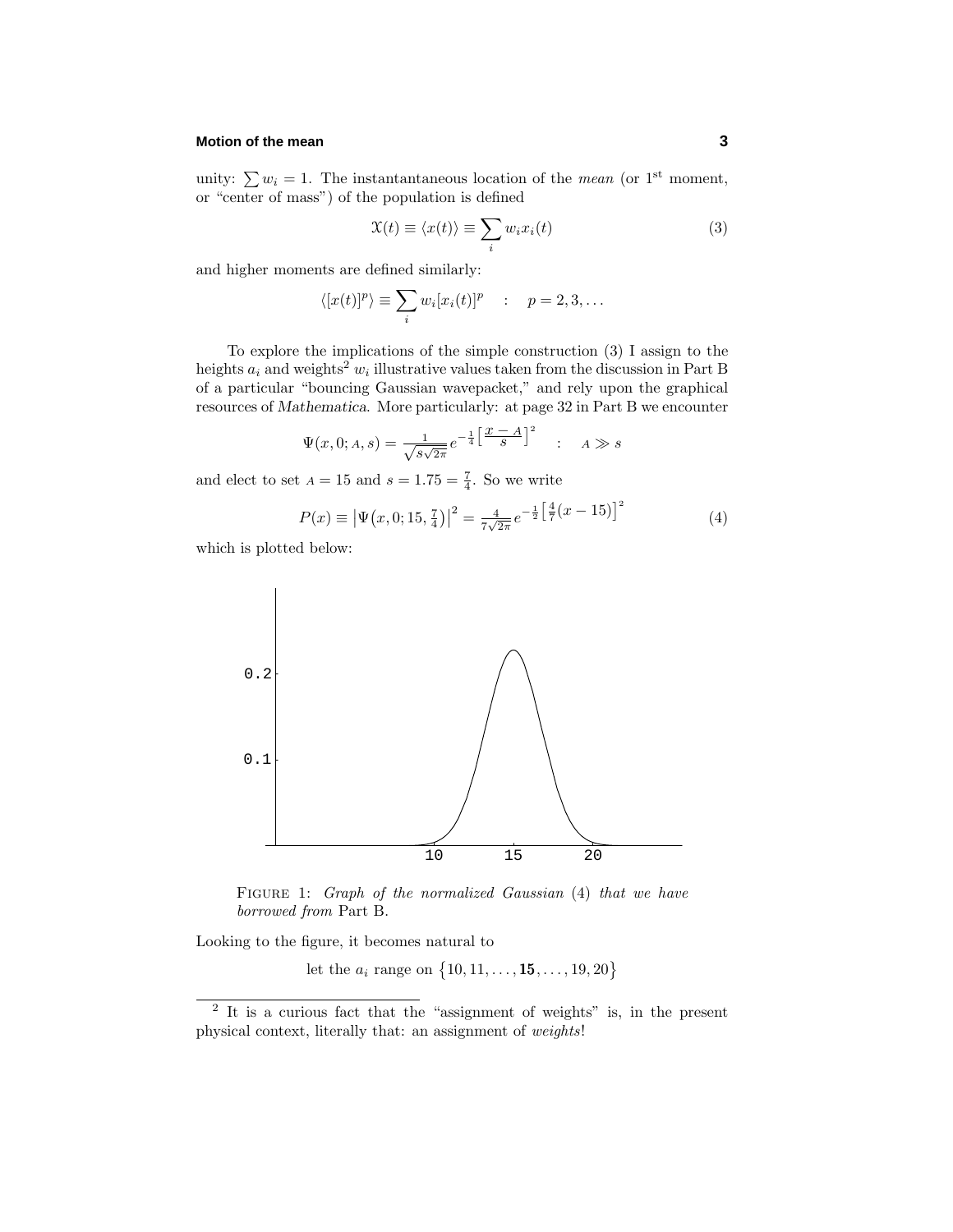unity: $\sum w_i = 1$. The instantantaneous location of the *mean* (or 1[st] moment, or "center of mass") of the population is defined

$$\mathcal{X}(t) \equiv \langle x(t) \rangle \equiv \sum_i w_i x_i(t) \tag{3}$$

and higher moments are defined similarly:

$$\langle [x(t)]^p \rangle \equiv \sum_i w_i [x_i(t)]^p \quad : \quad p = 2, 3, \ldots$$

To explore the implications of the simple construction (3) I assign to the heights $a_i$ and weights[2] $w_i$ illustrative values taken from the discussion in Part B of a particular "bouncing Gaussian wavepacket," and rely upon the graphical resources of *Mathematica*. More particularly: at page 32 in Part B we encounter

$$\Psi(x, 0; A, s) = \frac{1}{\sqrt{s\sqrt{2\pi}}} e^{-\frac{1}{4}\left[\frac{x - A}{s}\right]^2} \quad : \quad A \gg s$$

and elect to set $A = 15$ and $s = 1.75 = \frac{7}{4}$. So we write

$$P(x) \equiv \left|\Psi\big(x, 0; 15, \tfrac{7}{4}\big)\right|^2 = \frac{4}{7\sqrt{2\pi}} e^{-\frac{1}{2}\left[\frac{4}{7}(x - 15)\right]^2} \tag{4}$$

which is plotted below:

FIGURE 1: *Graph of the normalized Gaussian* (4) *that we have borrowed from* Part B.

Looking to the figure, it becomes natural to

let the $a_i$ range on $\{10, 11, \ldots, \mathbf{15}, \ldots, 19, 20\}$

---

[2] It is a curious fact that the "assignment of weights" is, in the present physical context, literally that: an assignment of *weights*!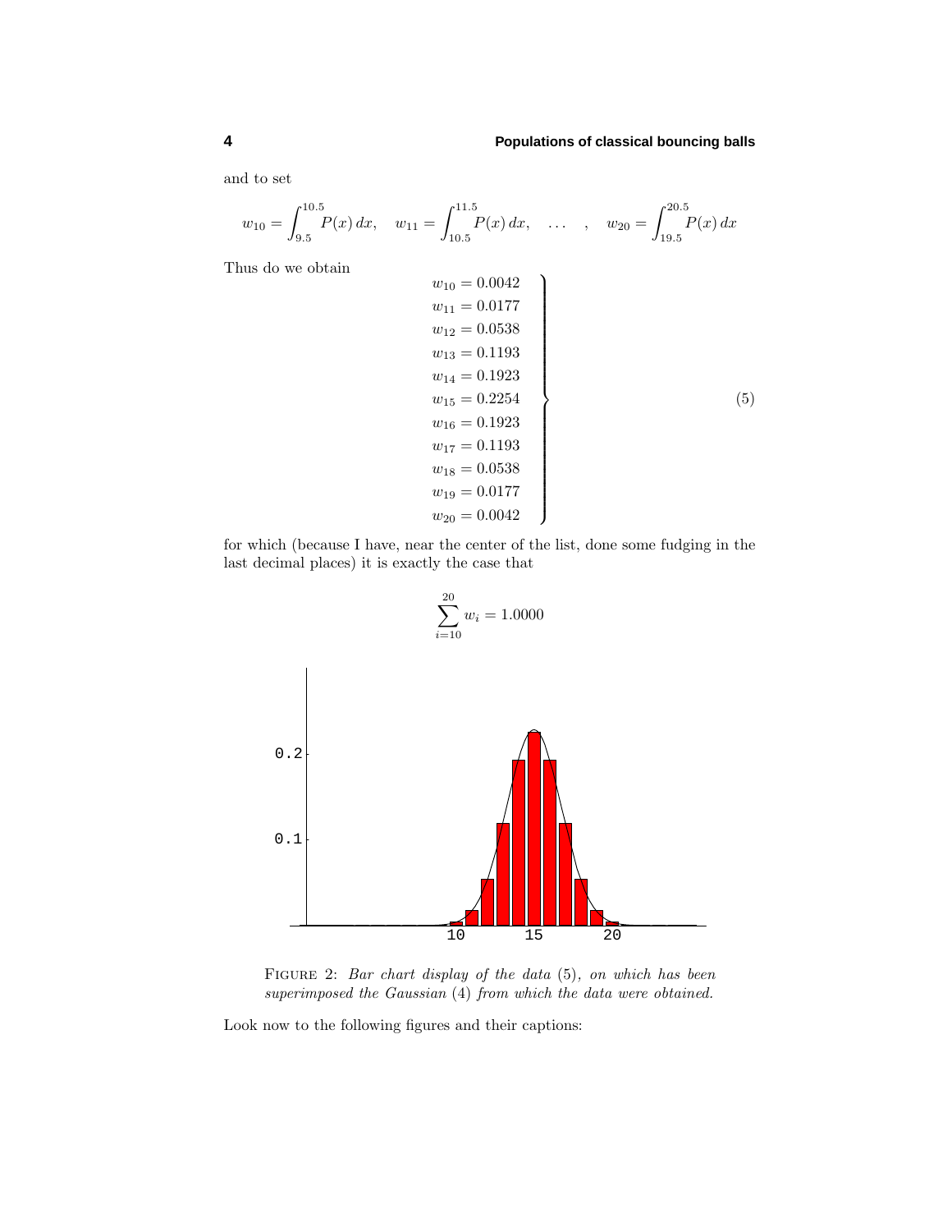and to set

$$w_{10} = \int_{9.5}^{10.5} P(x)\,dx, \quad w_{11} = \int_{10.5}^{11.5} P(x)\,dx, \quad \ldots \quad , \quad w_{20} = \int_{19.5}^{20.5} P(x)\,dx$$

Thus do we obtain

$$\left.\begin{aligned}
w_{10} &= 0.0042\\
w_{11} &= 0.0177\\
w_{12} &= 0.0538\\
w_{13} &= 0.1193\\
w_{14} &= 0.1923\\
w_{15} &= 0.2254\\
w_{16} &= 0.1923\\
w_{17} &= 0.1193\\
w_{18} &= 0.0538\\
w_{19} &= 0.0177\\
w_{20} &= 0.0042
\end{aligned}\right\} \tag{5}$$

for which (because I have, near the center of the list, done some fudging in the last decimal places) it is exactly the case that

$$\sum_{i=10}^{20} w_i = 1.0000$$

FIGURE 2: *Bar chart display of the data* (5)*, on which has been superimposed the Gaussian* (4) *from which the data were obtained.*

Look now to the following figures and their captions: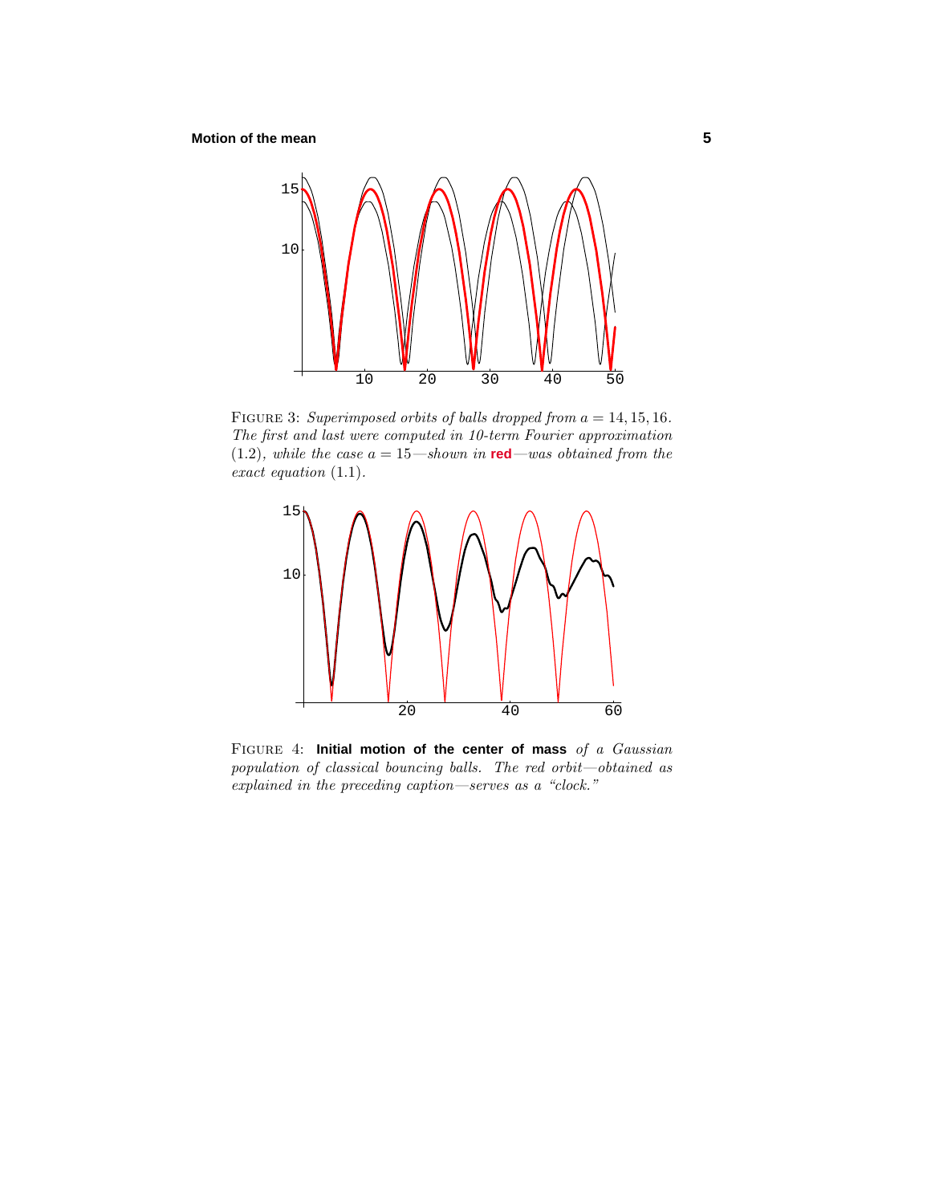FIGURE 3: *Superimposed orbits of balls dropped from $a = 14, 15, 16$. The first and last were computed in 10-term Fourier approximation (1.2), while the case $a = 15$—shown in* **red**—*was obtained from the exact equation* (1.1).

FIGURE 4: **Initial motion of the center of mass** *of a Gaussian population of classical bouncing balls. The red orbit—obtained as explained in the preceding caption—serves as a "clock."*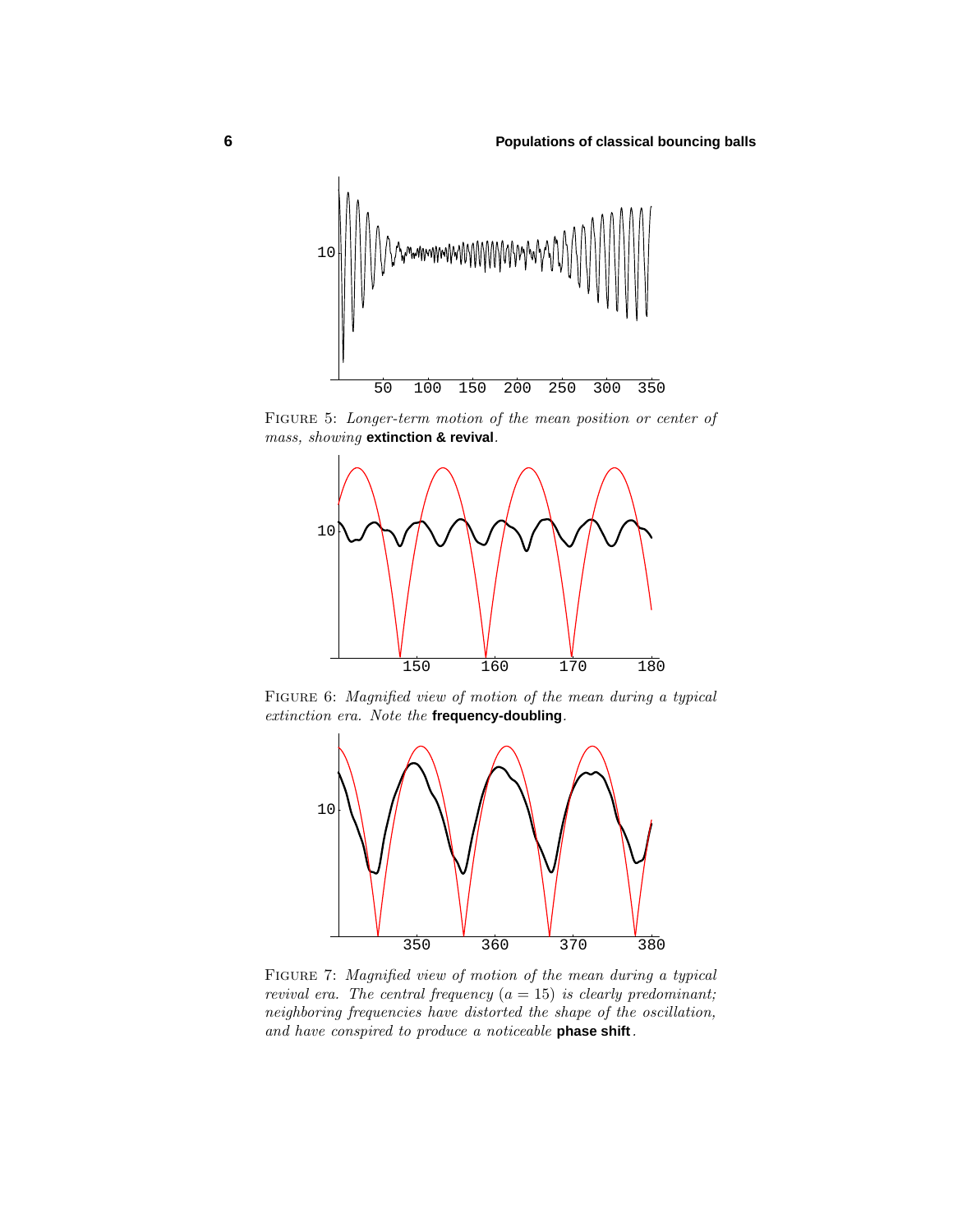FIGURE 5: *Longer-term motion of the mean position or center of mass, showing* **extinction & revival**.

FIGURE 6: *Magnified view of motion of the mean during a typical extinction era. Note the* **frequency-doubling**.

FIGURE 7: *Magnified view of motion of the mean during a typical revival era. The central frequency ($a = 15$) is clearly predominant; neighboring frequencies have distorted the shape of the oscillation, and have conspired to produce a noticeable* **phase shift**.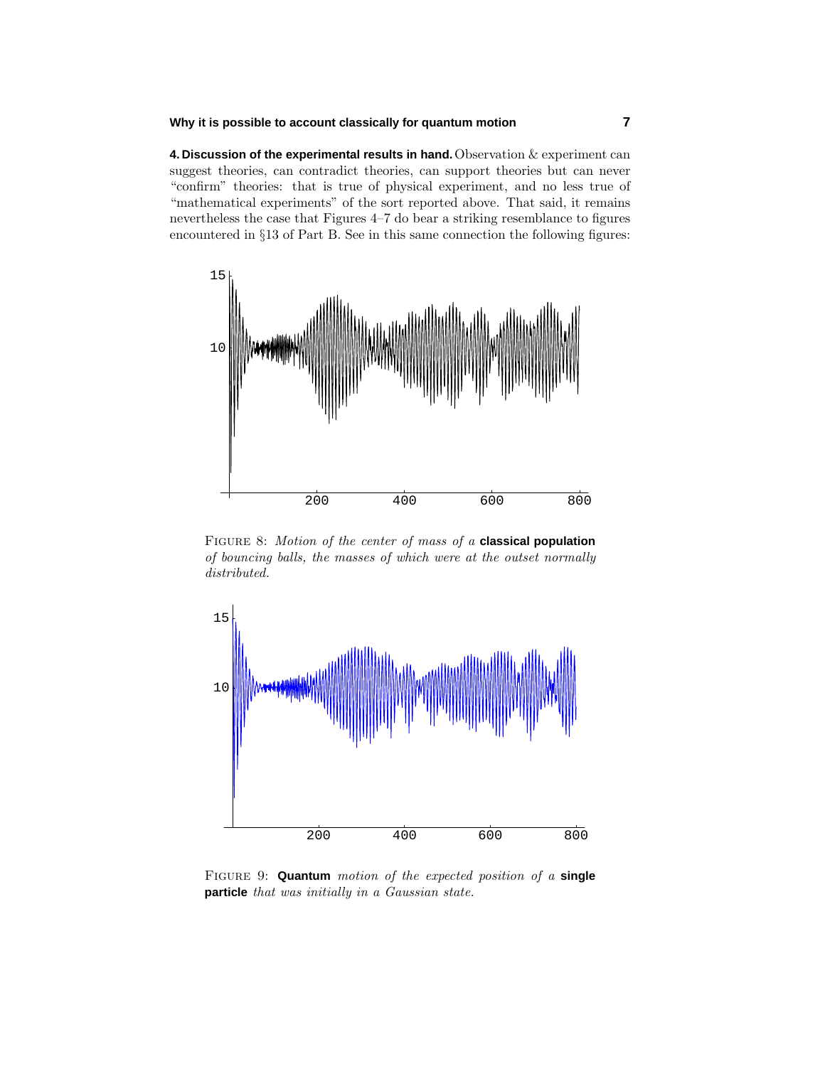**4. Discussion of the experimental results in hand.** Observation & experiment can suggest theories, can contradict theories, can support theories but can never "confirm" theories: that is true of physical experiment, and no less true of "mathematical experiments" of the sort reported above. That said, it remains nevertheless the case that Figures 4–7 do bear a striking resemblance to figures encountered in §13 of Part B. See in this same connection the following figures:

FIGURE 8: *Motion of the center of mass of a* **classical population** *of bouncing balls, the masses of which were at the outset normally distributed.*

FIGURE 9: **Quantum** *motion of the expected position of a* **single particle** *that was initially in a Gaussian state.*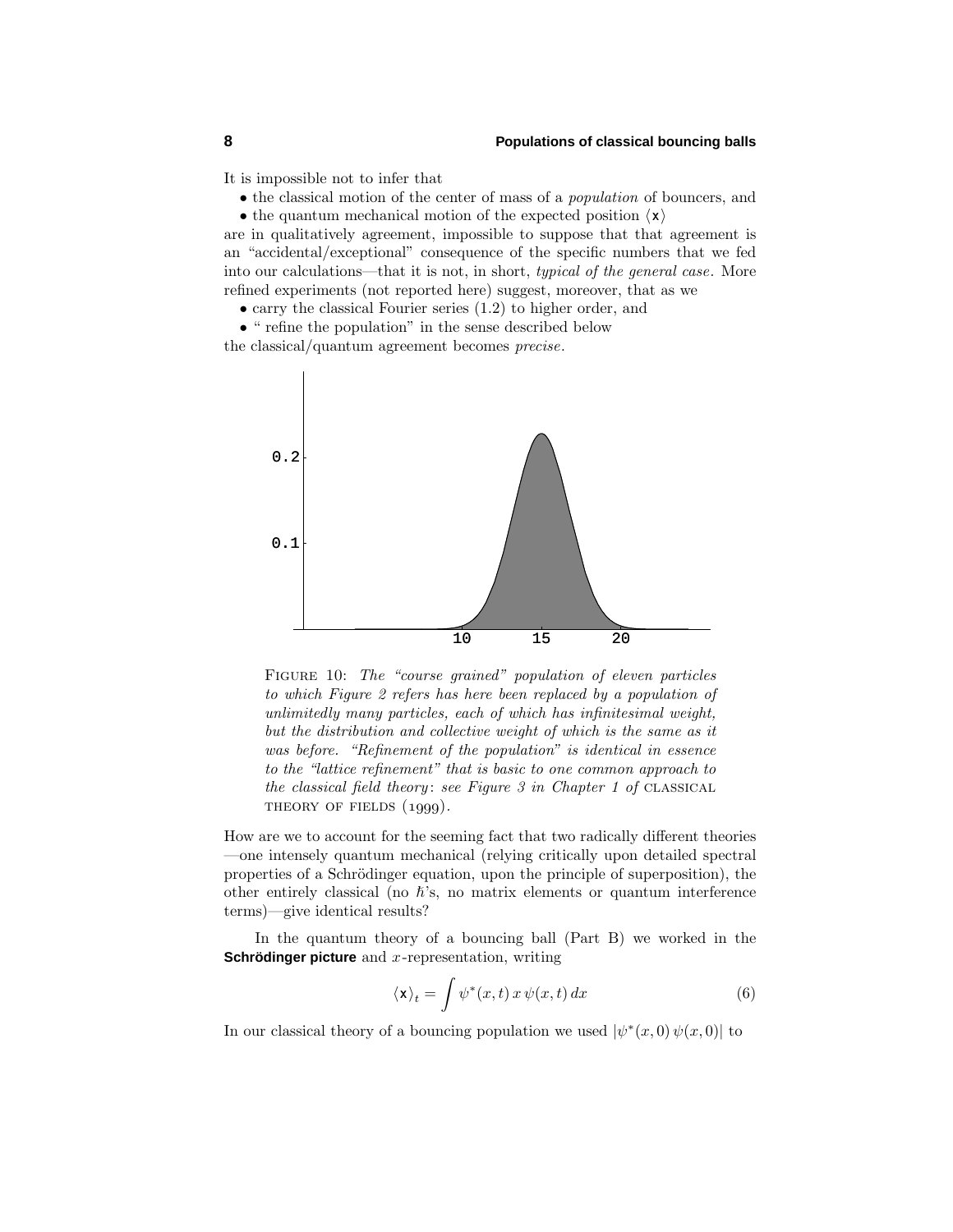It is impossible not to infer that

- the classical motion of the center of mass of a *population* of bouncers, and
- the quantum mechanical motion of the expected position $\langle \mathsf{x} \rangle$

are in qualitatively agreement, impossible to suppose that that agreement is an "accidental/exceptional" consequence of the specific numbers that we fed into our calculations—that it is not, in short, *typical of the general case*. More refined experiments (not reported here) suggest, moreover, that as we

- carry the classical Fourier series (1.2) to higher order, and
- " refine the population" in the sense described below

the classical/quantum agreement becomes *precise*.

FIGURE 10: *The "course grained" population of eleven particles to which Figure 2 refers has here been replaced by a population of unlimitedly many particles, each of which has infinitesimal weight, but the distribution and collective weight of which is the same as it was before. "Refinement of the population" is identical in essence to the "lattice refinement" that is basic to one common approach to the classical field theory: see Figure 3 in Chapter 1 of* CLASSICAL THEORY OF FIELDS (1999).

How are we to account for the seeming fact that two radically different theories —one intensely quantum mechanical (relying critically upon detailed spectral properties of a Schrödinger equation, upon the principle of superposition), the other entirely classical (no $\hbar$'s, no matrix elements or quantum interference terms)—give identical results?

In the quantum theory of a bouncing ball (Part B) we worked in the **Schrödinger picture** and $x$-representation, writing

$$\langle \mathsf{x} \rangle_t = \int \psi^*(x,t)\, x\, \psi(x,t)\, dx \tag{6}$$

In our classical theory of a bouncing population we used $|\psi^*(x,0)\, \psi(x,0)|$ to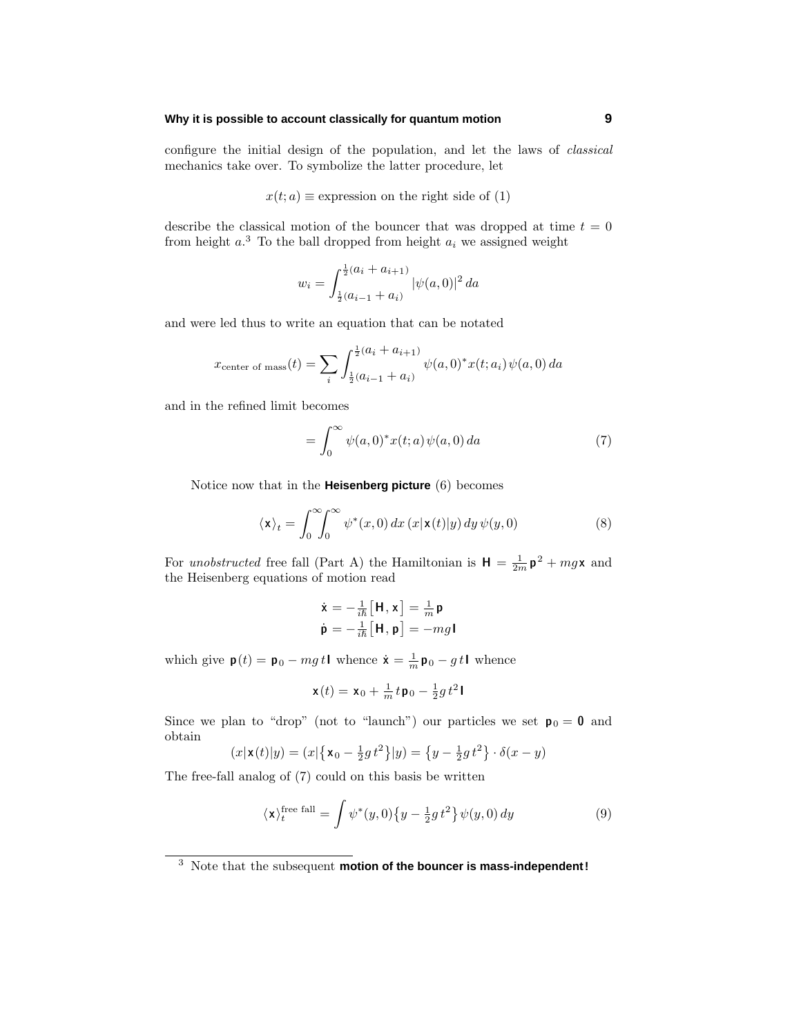configure the initial design of the population, and let the laws of *classical* mechanics take over. To symbolize the latter procedure, let

$$x(t;a) \equiv \text{expression on the right side of (1)}$$

describe the classical motion of the bouncer that was dropped at time $t = 0$ from height $a$.[3] To the ball dropped from height $a_i$ we assigned weight

$$w_i = \int_{\frac{1}{2}(a_{i-1}+a_i)}^{\frac{1}{2}(a_i+a_{i+1})} |\psi(a,0)|^2 \, da$$

and were led thus to write an equation that can be notated

$$x_{\text{center of mass}}(t) = \sum_i \int_{\frac{1}{2}(a_{i-1}+a_i)}^{\frac{1}{2}(a_i+a_{i+1})} \psi(a,0)^* x(t;a_i)\, \psi(a,0)\, da$$

and in the refined limit becomes

$$= \int_0^\infty \psi(a,0)^* x(t;a)\, \psi(a,0)\, da \tag{7}$$

Notice now that in the **Heisenberg picture** (6) becomes

$$\langle \mathsf{x} \rangle_t = \int_0^\infty\!\!\int_0^\infty \psi^*(x,0)\, dx\, (x|\mathsf{x}(t)|y)\, dy\, \psi(y,0) \tag{8}$$

For *unobstructed* free fall (Part A) the Hamiltonian is $\mathsf{H} = \frac{1}{2m}\mathsf{p}^2 + mg\mathsf{x}$ and the Heisenberg equations of motion read

$$\begin{aligned}
\dot{\mathsf{x}} &= -\tfrac{1}{i\hbar}\big[\mathsf{H},\mathsf{x}\big] = \tfrac{1}{m}\mathsf{p} \\
\dot{\mathsf{p}} &= -\tfrac{1}{i\hbar}\big[\mathsf{H},\mathsf{p}\big] = -mg\mathsf{I}
\end{aligned}$$

which give $\mathsf{p}(t) = \mathsf{p}_0 - mg\,t\,\mathsf{I}$ whence $\dot{\mathsf{x}} = \frac{1}{m}\mathsf{p}_0 - g\,t\,\mathsf{I}$ whence

$$\mathsf{x}(t) = \mathsf{x}_0 + \tfrac{1}{m}\,t\,\mathsf{p}_0 - \tfrac{1}{2}g\,t^2\,\mathsf{I}$$

Since we plan to "drop" (not to "launch") our particles we set $\mathsf{p}_0 = \mathbf{0}$ and obtain

$$(x|\mathsf{x}(t)|y) = (x|\big\{\mathsf{x}_0 - \tfrac{1}{2}g\,t^2\big\}|y) = \big\{y - \tfrac{1}{2}g\,t^2\big\}\cdot\delta(x-y)$$

The free-fall analog of (7) could on this basis be written

$$\langle \mathsf{x} \rangle_t^{\text{free fall}} = \int \psi^*(y,0)\big\{y - \tfrac{1}{2}g\,t^2\big\}\,\psi(y,0)\, dy \tag{9}$$

---

[3] Note that the subsequent **motion of the bouncer is mass-independent!**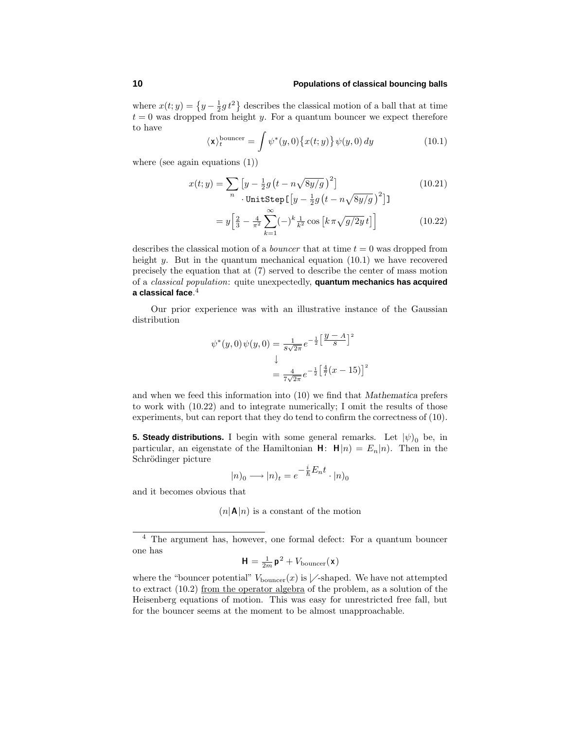where $x(t;y) = \{y - \frac{1}{2}g\,t^2\}$ describes the classical motion of a ball that at time $t = 0$ was dropped from height $y$. For a quantum bouncer we expect therefore to have

$$\langle \mathbf{x} \rangle_t^{\text{bouncer}} = \int \psi^*(y,0)\{x(t;y)\}\,\psi(y,0)\,dy \tag{10.1}$$

where (see again equations (1))

$$\begin{aligned} x(t;y) &= \sum_n \big[y - \tfrac{1}{2}g\big(t - n\sqrt{8y/g}\,\big)^2\big] \\ &\qquad \cdot \texttt{UnitStep[}\big[y - \tfrac{1}{2}g\big(t - n\sqrt{8y/g}\,\big)^2\big]\texttt{]} &(10.21) \\ &= y\Big[\tfrac{2}{3} - \tfrac{4}{\pi^2}\sum_{k=1}^{\infty}(-)^k\tfrac{1}{k^2}\cos\big[k\,\pi\sqrt{g/2y}\,t\big]\Big] &(10.22) \end{aligned}$$

describes the classical motion of a *bouncer* that at time $t = 0$ was dropped from height $y$. But in the quantum mechanical equation (10.1) we have recovered precisely the equation that at (7) served to describe the center of mass motion of a *classical population*: quite unexpectedly, **quantum mechanics has acquired a classical face**.[4]

Our prior experience was with an illustrative instance of the Gaussian distribution

$$\begin{aligned} \psi^*(y,0)\,\psi(y,0) &= \tfrac{1}{S\sqrt{2\pi}}\,e^{-\frac{1}{2}\left[\frac{y\,-\,A}{S}\right]^2} \\ &\quad\downarrow \\ &= \tfrac{4}{7\sqrt{2\pi}}\,e^{-\frac{1}{2}\left[\frac{4}{7}(x\,-\,15)\right]^2} \end{aligned}$$

and when we feed this information into (10) we find that *Mathematica* prefers to work with (10.22) and to integrate numerically; I omit the results of those experiments, but can report that they do tend to confirm the correctness of (10).

**5. Steady distributions.** I begin with some general remarks. Let $|\psi)_0$ be, in particular, an eigenstate of the Hamiltonian $\mathbf{H}$: $\mathbf{H}|n) = E_n|n)$. Then in the Schrödinger picture

$$|n)_0 \longrightarrow |n)_t = e^{-\frac{i}{\hbar}E_n t}\cdot|n)_0$$

and it becomes obvious that

$$(n|\mathbf{A}|n) \text{ is a constant of the motion}$$

---

[4] The argument has, however, one formal defect: For a quantum bouncer one has

$$\mathbf{H} = \tfrac{1}{2m}\,\mathbf{p}^2 + V_{\text{bouncer}}(\mathbf{x})$$

where the "bouncer potential" $V_{\text{bouncer}}(x)$ is $|\!/$-shaped. We have not attempted to extract (10.2) from the operator algebra of the problem, as a solution of the Heisenberg equations of motion. This was easy for unrestricted free fall, but for the bouncer seems at the moment to be almost unapproachable.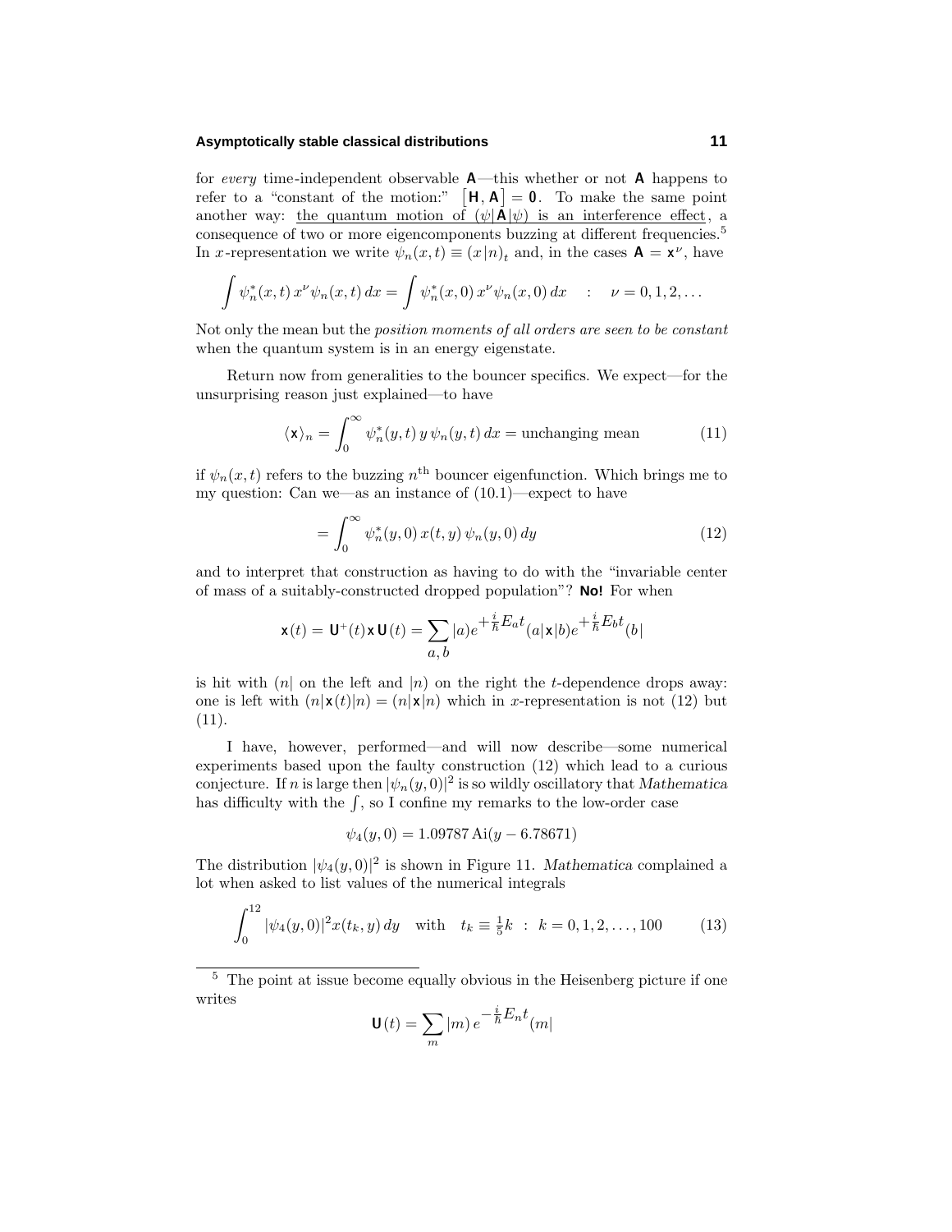for *every* time-independent observable $\mathbf{A}$—this whether or not $\mathbf{A}$ happens to refer to a "constant of the motion:" $\big[\mathbf{H}, \mathbf{A}\big] = \mathbf{0}$. To make the same point another way: <u>the quantum motion of $(\psi|\mathbf{A}|\psi)$ is an interference effect</u>, a consequence of two or more eigencomponents buzzing at different frequencies.[5] In $x$-representation we write $\psi_n(x,t) \equiv (x|n)_t$ and, in the cases $\mathbf{A} = \mathbf{x}^\nu$, have

$$\int \psi_n^*(x,t)\, x^\nu \psi_n(x,t)\, dx = \int \psi_n^*(x,0)\, x^\nu \psi_n(x,0)\, dx \quad : \quad \nu = 0, 1, 2, \ldots$$

Not only the mean but the *position moments of all orders are seen to be constant* when the quantum system is in an energy eigenstate.

Return now from generalities to the bouncer specifics. We expect—for the unsurprising reason just explained—to have

$$\langle \mathbf{x} \rangle_n = \int_0^\infty \psi_n^*(y,t)\, y\, \psi_n(y,t)\, dx = \text{unchanging mean} \tag{11}$$

if $\psi_n(x,t)$ refers to the buzzing $n^{\text{th}}$ bouncer eigenfunction. Which brings me to my question: Can we—as an instance of (10.1)—expect to have

$$= \int_0^\infty \psi_n^*(y,0)\, x(t,y)\, \psi_n(y,0)\, dy \tag{12}$$

and to interpret that construction as having to do with the "invariable center of mass of a suitably-constructed dropped population"? **No!** For when

$$\mathbf{x}(t) = \mathbf{U}^+(t)\,\mathbf{x}\,\mathbf{U}(t) = \sum_{a,\,b} |a)e^{+\frac{i}{\hbar}E_a t}(a|\mathbf{x}|b)e^{+\frac{i}{\hbar}E_b t}(b|$$

is hit with $(n|$ on the left and $|n)$ on the right the $t$-dependence drops away: one is left with $(n|\mathbf{x}(t)|n) = (n|\mathbf{x}|n)$ which in $x$-representation is not (12) but (11).

I have, however, performed—and will now describe—some numerical experiments based upon the faulty construction (12) which lead to a curious conjecture. If $n$ is large then $|\psi_n(y,0)|^2$ is so wildly oscillatory that *Mathematica* has difficulty with the $\int$, so I confine my remarks to the low-order case

$$\psi_4(y,0) = 1.09787\,\text{Ai}(y - 6.78671)$$

The distribution $|\psi_4(y,0)|^2$ is shown in Figure 11. *Mathematica* complained a lot when asked to list values of the numerical integrals

$$\int_0^{12} |\psi_4(y,0)|^2 x(t_k, y)\, dy \quad \text{with} \quad t_k \equiv \tfrac{1}{5}k \;\; : \;\; k = 0, 1, 2, \ldots, 100 \tag{13}$$

---

[5] The point at issue become equally obvious in the Heisenberg picture if one writes

$$\mathbf{U}(t) = \sum_m |m)\, e^{-\frac{i}{\hbar}E_n t}(m|$$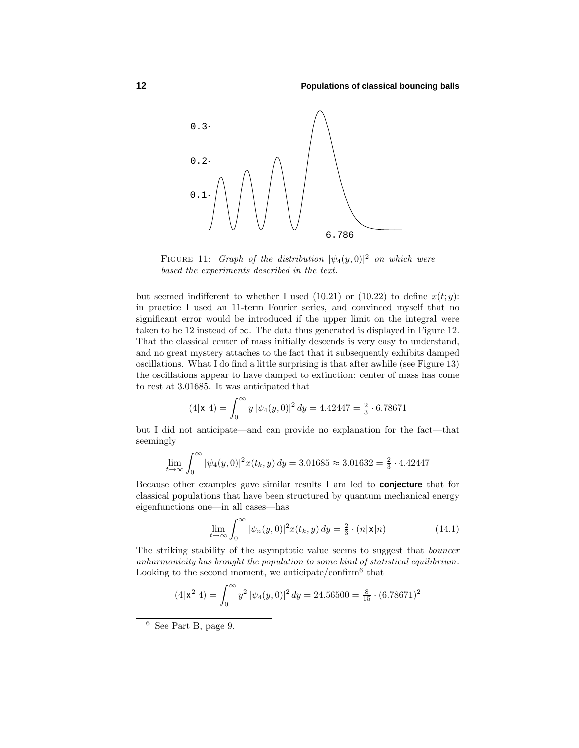FIGURE 11: *Graph of the distribution $|\psi_4(y,0)|^2$ on which were based the experiments described in the text.*

but seemed indifferent to whether I used (10.21) or (10.22) to define $x(t;y)$: in practice I used an 11-term Fourier series, and convinced myself that no significant error would be introduced if the upper limit on the integral were taken to be 12 instead of $\infty$. The data thus generated is displayed in Figure 12. That the classical center of mass initially descends is very easy to understand, and no great mystery attaches to the fact that it subsequently exhibits damped oscillations. What I do find a little surprising is that after awhile (see Figure 13) the oscillations appear to have damped to extinction: center of mass has come to rest at 3.01685. It was anticipated that

$$(4|\mathsf{x}|4) = \int_0^\infty y\,|\psi_4(y,0)|^2\,dy = 4.42447 = \tfrac{2}{3}\cdot 6.78671$$

but I did not anticipate—and can provide no explanation for the fact—that seemingly

$$\lim_{t\to\infty}\int_0^\infty |\psi_4(y,0)|^2 x(t_k,y)\,dy = 3.01685 \approx 3.01632 = \tfrac{2}{3}\cdot 4.42447$$

Because other examples gave similar results I am led to **conjecture** that for classical populations that have been structured by quantum mechanical energy eigenfunctions one—in all cases—has

$$\lim_{t\to\infty}\int_0^\infty |\psi_n(y,0)|^2 x(t_k,y)\,dy = \tfrac{2}{3}\cdot(n|\mathsf{x}|n) \tag{14.1}$$

The striking stability of the asymptotic value seems to suggest that *bouncer anharmonicity has brought the population to some kind of statistical equilibrium.* Looking to the second moment, we anticipate/confirm[6] that

$$(4|\mathsf{x}^2|4) = \int_0^\infty y^2\,|\psi_4(y,0)|^2\,dy = 24.56500 = \tfrac{8}{15}\cdot(6.78671)^2$$

[6] See Part B, page 9.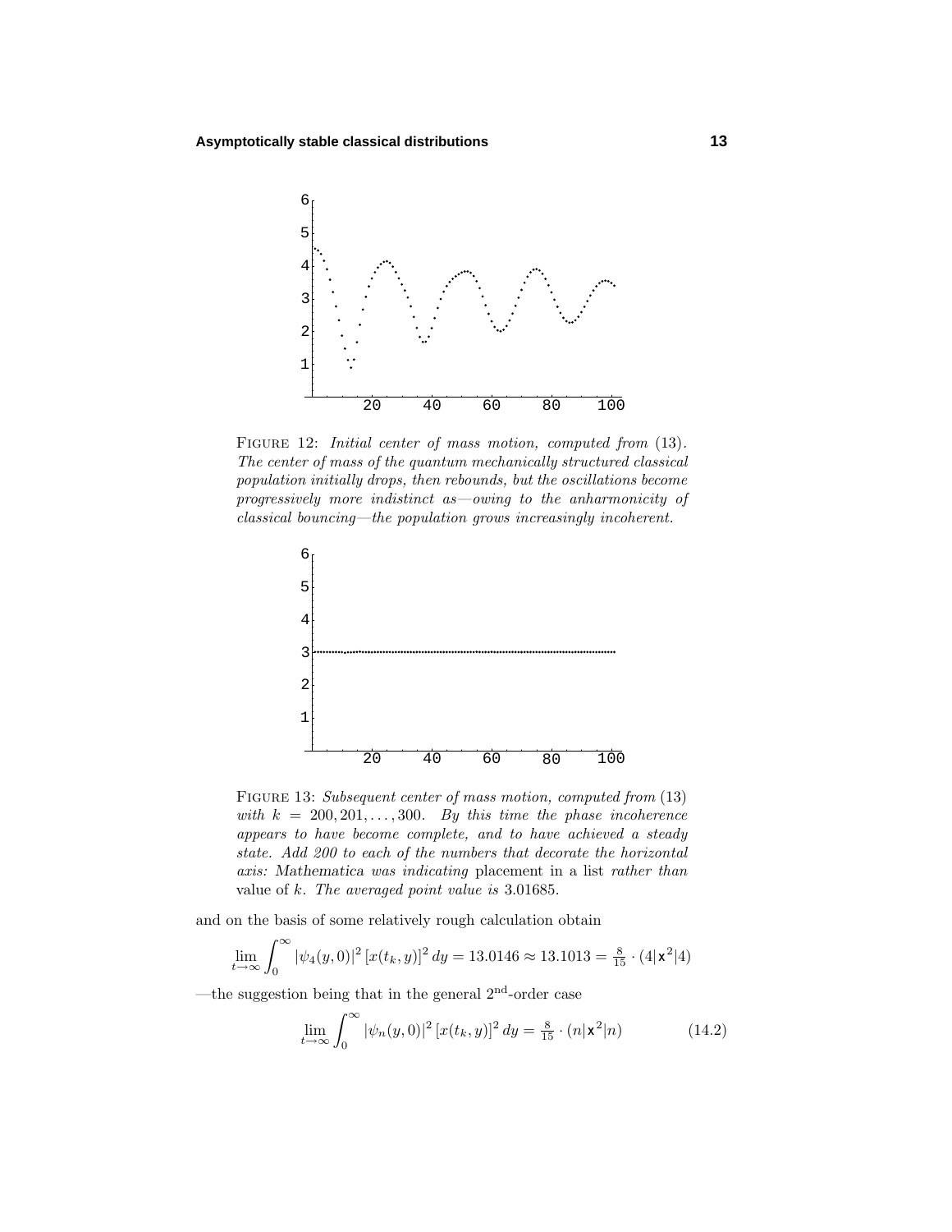FIGURE 12: *Initial center of mass motion, computed from* (13). *The center of mass of the quantum mechanically structured classical population initially drops, then rebounds, but the oscillations become progressively more indistinct as—owing to the anharmonicity of classical bouncing—the population grows increasingly incoherent.*

FIGURE 13: *Subsequent center of mass motion, computed from* (13) *with* $k = 200, 201, \ldots, 300$. *By this time the phase incoherence appears to have become complete, and to have achieved a steady state. Add 200 to each of the numbers that decorate the horizontal axis:* Mathematica *was indicating* placement in a list *rather than* value of $k$. *The averaged point value is* 3.01685.

and on the basis of some relatively rough calculation obtain

$$\lim_{t\to\infty}\int_0^\infty |\psi_4(y,0)|^2\,[x(t_k,y)]^2\,dy = 13.0146 \approx 13.1013 = \tfrac{8}{15}\cdot(4|\mathsf{x}^2|4)$$

—the suggestion being that in the general 2nd-order case

$$\lim_{t\to\infty}\int_0^\infty |\psi_n(y,0)|^2\,[x(t_k,y)]^2\,dy = \tfrac{8}{15}\cdot(n|\mathsf{x}^2|n) \tag{14.2}$$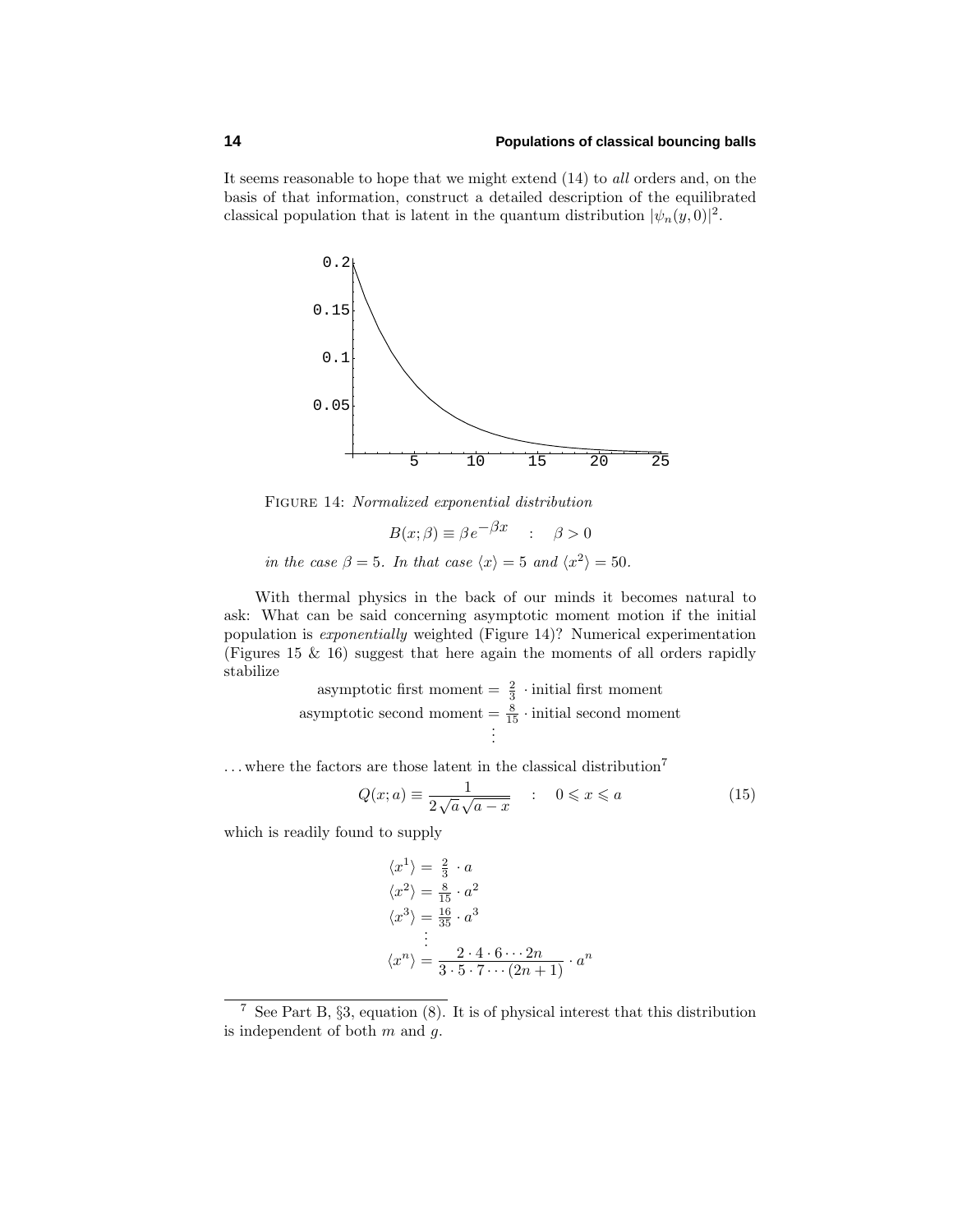It seems reasonable to hope that we might extend (14) to *all* orders and, on the basis of that information, construct a detailed description of the equilibrated classical population that is latent in the quantum distribution $|\psi_n(y,0)|^2$.

FIGURE 14: *Normalized exponential distribution*

$$B(x;\beta) \equiv \beta\, e^{-\beta x} \quad : \quad \beta > 0$$

*in the case* $\beta = 5$. *In that case* $\langle x \rangle = 5$ *and* $\langle x^2 \rangle = 50$.

With thermal physics in the back of our minds it becomes natural to ask: What can be said concerning asymptotic moment motion if the initial population is *exponentially* weighted (Figure 14)? Numerical experimentation (Figures 15 & 16) suggest that here again the moments of all orders rapidly stabilize

$$\begin{aligned}
\text{asymptotic first moment} &= \tfrac{2}{3} \cdot \text{initial first moment} \\
\text{asymptotic second moment} &= \tfrac{8}{15} \cdot \text{initial second moment} \\
&\;\;\vdots
\end{aligned}$$

. . . where the factors are those latent in the classical distribution[7]

$$Q(x;a) \equiv \frac{1}{2\sqrt{a}\sqrt{a-x}} \quad : \quad 0 \leqslant x \leqslant a \tag{15}$$

which is readily found to supply

$$\begin{aligned}
\langle x^1 \rangle &= \tfrac{2}{3} \cdot a \\
\langle x^2 \rangle &= \tfrac{8}{15} \cdot a^2 \\
\langle x^3 \rangle &= \tfrac{16}{35} \cdot a^3 \\
&\;\;\vdots \\
\langle x^n \rangle &= \frac{2 \cdot 4 \cdot 6 \cdots 2n}{3 \cdot 5 \cdot 7 \cdots (2n+1)} \cdot a^n
\end{aligned}$$

---

[7] See Part B, §3, equation (8). It is of physical interest that this distribution is independent of both $m$ and $g$.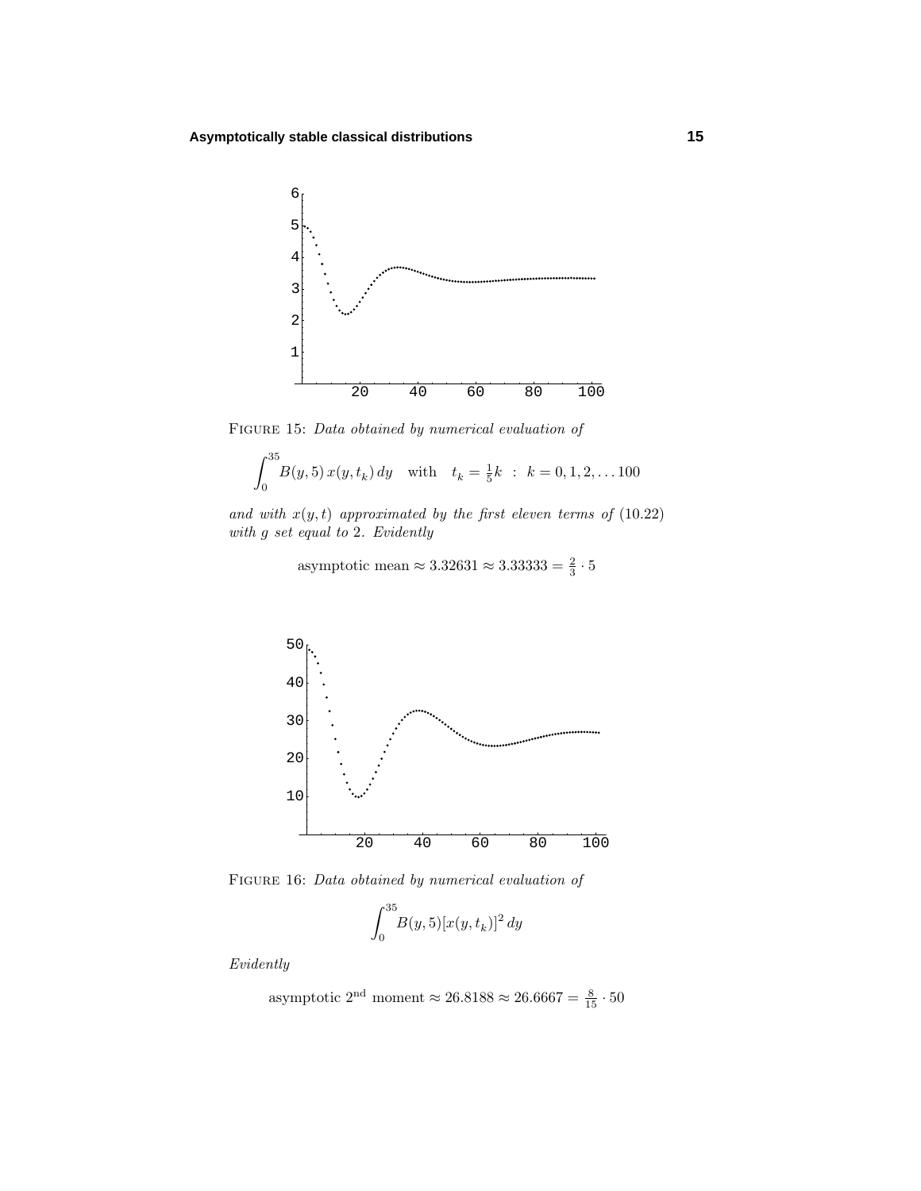FIGURE 15: *Data obtained by numerical evaluation of*

$$\int_0^{35} B(y,5)\, x(y,t_k)\, dy \quad \text{with} \quad t_k = \tfrac{1}{5}k \ :\ k = 0,1,2,\dots 100$$

*and with $x(y,t)$ approximated by the first eleven terms of (10.22) with $g$ set equal to 2. Evidently*

$$\text{asymptotic mean} \approx 3.32631 \approx 3.33333 = \tfrac{2}{3}\cdot 5$$

FIGURE 16: *Data obtained by numerical evaluation of*

$$\int_0^{35} B(y,5)[x(y,t_k)]^2\, dy$$

*Evidently*

$$\text{asymptotic } 2^{\text{nd}} \text{ moment} \approx 26.8188 \approx 26.6667 = \tfrac{8}{15}\cdot 50$$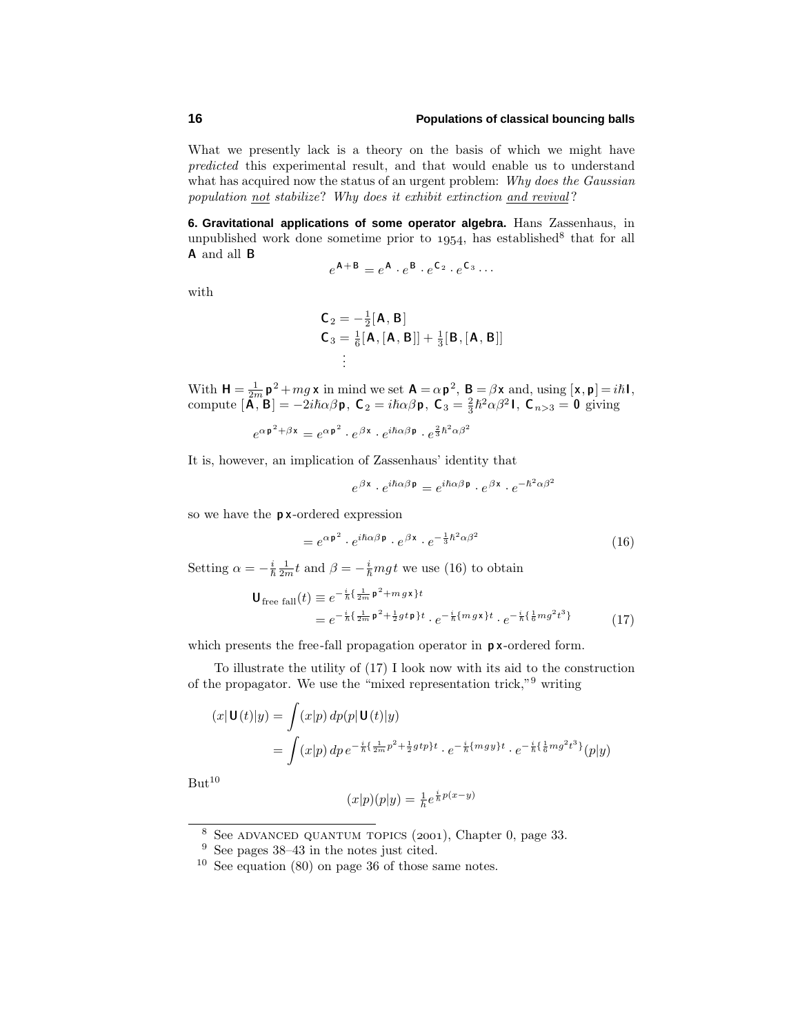What we presently lack is a theory on the basis of which we might have *predicted* this experimental result, and that would enable us to understand what has acquired now the status of an urgent problem: *Why does the Gaussian population not stabilize? Why does it exhibit extinction and revival?*

**6. Gravitational applications of some operator algebra.** Hans Zassenhaus, in unpublished work done sometime prior to 1954, has established[8] that for all $\mathbf{A}$ and all $\mathbf{B}$

$$e^{\mathbf{A}+\mathbf{B}} = e^{\mathbf{A}} \cdot e^{\mathbf{B}} \cdot e^{\mathbf{C}_2} \cdot e^{\mathbf{C}_3} \cdots$$

with

$$\begin{aligned}
\mathbf{C}_2 &= -\tfrac{1}{2}[\mathbf{A}, \mathbf{B}] \\
\mathbf{C}_3 &= \tfrac{1}{6}[\mathbf{A}, [\mathbf{A}, \mathbf{B}]] + \tfrac{1}{3}[\mathbf{B}, [\mathbf{A}, \mathbf{B}]] \\
&\;\vdots
\end{aligned}$$

With $\mathbf{H} = \frac{1}{2m}\mathbf{p}^2 + mg\,\mathbf{x}$ in mind we set $\mathbf{A} = \alpha\,\mathbf{p}^2$, $\mathbf{B} = \beta\mathbf{x}$ and, using $[\mathbf{x}, \mathbf{p}] = i\hbar\mathbf{I}$, compute $[\mathbf{A}, \mathbf{B}] = -2i\hbar\alpha\beta\mathbf{p}$, $\mathbf{C}_2 = i\hbar\alpha\beta\mathbf{p}$, $\mathbf{C}_3 = \frac{2}{3}\hbar^2\alpha\beta^2\mathbf{I}$, $\mathbf{C}_{n>3} = \mathbf{0}$ giving

$$e^{\alpha\mathbf{p}^2+\beta\mathbf{x}} = e^{\alpha\mathbf{p}^2} \cdot e^{\beta\mathbf{x}} \cdot e^{i\hbar\alpha\beta\mathbf{p}} \cdot e^{\frac{2}{3}\hbar^2\alpha\beta^2}$$

It is, however, an implication of Zassenhaus' identity that

$$e^{\beta\mathbf{x}} \cdot e^{i\hbar\alpha\beta\mathbf{p}} = e^{i\hbar\alpha\beta\mathbf{p}} \cdot e^{\beta\mathbf{x}} \cdot e^{-\hbar^2\alpha\beta^2}$$

so we have the $\mathbf{p}\,\mathbf{x}$-ordered expression

$$= e^{\alpha\mathbf{p}^2} \cdot e^{i\hbar\alpha\beta\mathbf{p}} \cdot e^{\beta\mathbf{x}} \cdot e^{-\frac{1}{3}\hbar^2\alpha\beta^2} \tag{16}$$

Setting $\alpha = -\frac{i}{\hbar}\frac{1}{2m}t$ and $\beta = -\frac{i}{\hbar}mgt$ we use (16) to obtain

$$\begin{aligned}
\mathbf{U}_{\text{free fall}}(t) &\equiv e^{-\frac{i}{\hbar}\{\frac{1}{2m}\mathbf{p}^2+mg\mathbf{x}\}t} \\
&= e^{-\frac{i}{\hbar}\{\frac{1}{2m}\mathbf{p}^2+\frac{1}{2}gt\mathbf{p}\}t} \cdot e^{-\frac{i}{\hbar}\{mg\mathbf{x}\}t} \cdot e^{-\frac{i}{\hbar}\{\frac{1}{6}mg^2t^3\}}
\end{aligned} \tag{17}$$

which presents the free-fall propagation operator in $\mathbf{p}\,\mathbf{x}$-ordered form.

To illustrate the utility of (17) I look now with its aid to the construction of the propagator. We use the "mixed representation trick,"[9] writing

$$\begin{aligned}
(x|\mathbf{U}(t)|y) &= \int (x|p)\,dp(p|\mathbf{U}(t)|y) \\
&= \int (x|p)\,dp\,e^{-\frac{i}{\hbar}\{\frac{1}{2m}p^2+\frac{1}{2}gtp\}t} \cdot e^{-\frac{i}{\hbar}\{mgy\}t} \cdot e^{-\frac{i}{\hbar}\{\frac{1}{6}mg^2t^3\}}(p|y)
\end{aligned}$$

But[10]

$$(x|p)(p|y) = \tfrac{1}{h}e^{\frac{i}{\hbar}p(x-y)}$$

---

[8] See ADVANCED QUANTUM TOPICS (2001), Chapter 0, page 33.

[9] See pages 38–43 in the notes just cited.

[10] See equation (80) on page 36 of those same notes.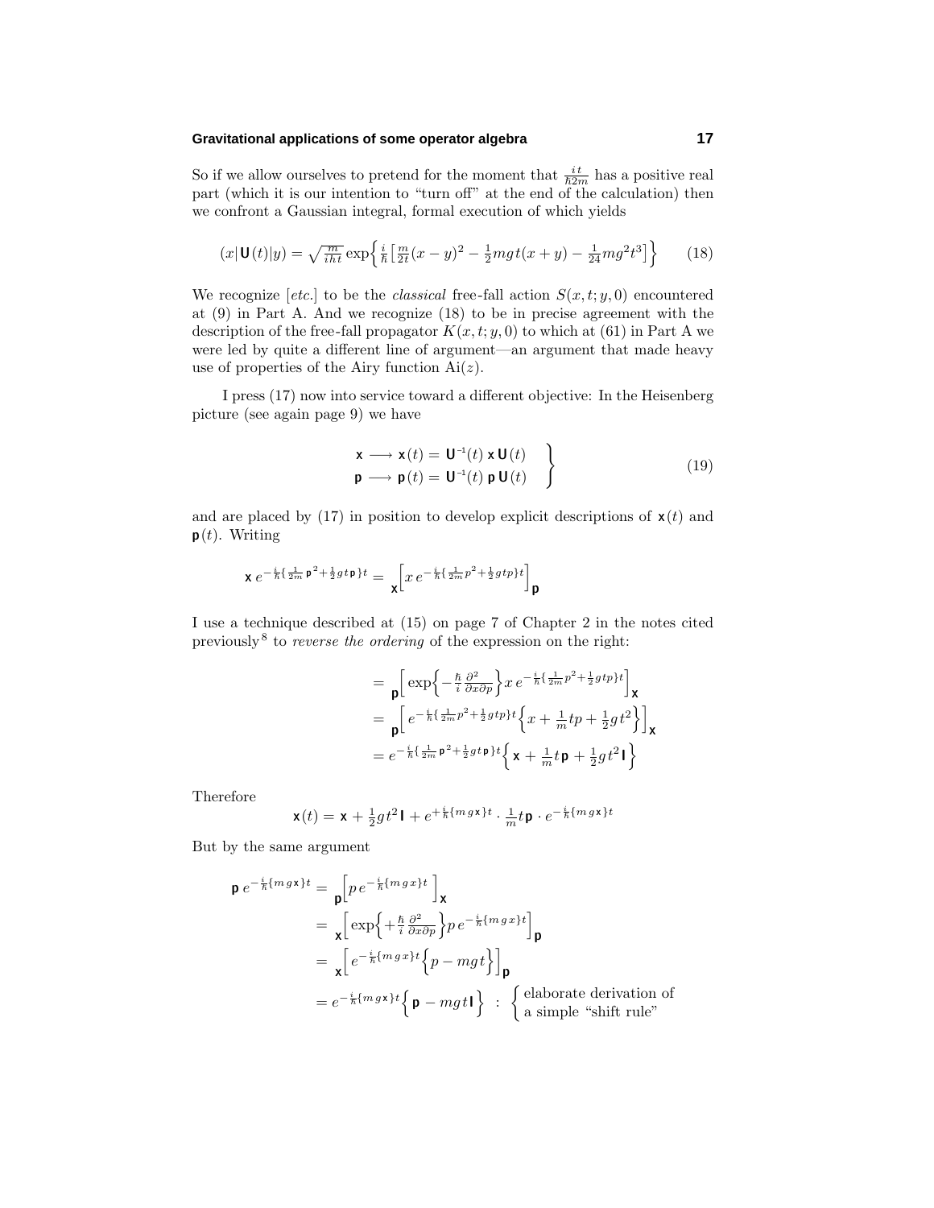So if we allow ourselves to pretend for the moment that $\frac{it}{\hbar 2m}$ has a positive real part (which it is our intention to "turn off" at the end of the calculation) then we confront a Gaussian integral, formal execution of which yields

$$(x|\mathbf{U}(t)|y) = \sqrt{\tfrac{m}{iht}}\exp\Big\{\tfrac{i}{\hbar}\Big[\tfrac{m}{2t}(x-y)^2 - \tfrac{1}{2}mgt(x+y) - \tfrac{1}{24}mg^2t^3\Big]\Big\} \tag{18}$$

We recognize [*etc.*] to be the *classical* free-fall action $S(x,t;y,0)$ encountered at (9) in Part A. And we recognize (18) to be in precise agreement with the description of the free-fall propagator $K(x,t;y,0)$ to which at (61) in Part A we were led by quite a different line of argument—an argument that made heavy use of properties of the Airy function $\text{Ai}(z)$.

I press (17) now into service toward a different objective: In the Heisenberg picture (see again page 9) we have

$$\left.\begin{aligned}\mathbf{x} &\longrightarrow \mathbf{x}(t) = \mathbf{U}^{-1}(t)\,\mathbf{x}\,\mathbf{U}(t)\\ \mathbf{p} &\longrightarrow \mathbf{p}(t) = \mathbf{U}^{-1}(t)\,\mathbf{p}\,\mathbf{U}(t)\end{aligned}\right\} \tag{19}$$

and are placed by (17) in position to develop explicit descriptions of $\mathbf{x}(t)$ and $\mathbf{p}(t)$. Writing

$$\mathbf{x}\,e^{-\frac{i}{\hbar}\{\frac{1}{2m}\mathbf{p}^2+\frac{1}{2}gt\mathbf{p}\}t} = {}_{\mathbf{x}}\Big[x\,e^{-\frac{i}{\hbar}\{\frac{1}{2m}p^2+\frac{1}{2}gtp\}t}\Big]_{\mathbf{p}}$$

I use a technique described at (15) on page 7 of Chapter 2 in the notes cited previously[8] to *reverse the ordering* of the expression on the right:

$$\begin{aligned}
&= {}_{\mathbf{p}}\Big[\exp\Big\{-\tfrac{\hbar}{i}\tfrac{\partial^2}{\partial x\partial p}\Big\}x\,e^{-\frac{i}{\hbar}\{\frac{1}{2m}p^2+\frac{1}{2}gtp\}t}\Big]_{\mathbf{x}}\\
&= {}_{\mathbf{p}}\Big[e^{-\frac{i}{\hbar}\{\frac{1}{2m}p^2+\frac{1}{2}gtp\}t}\Big\{x+\tfrac{1}{m}tp+\tfrac{1}{2}gt^2\Big\}\Big]_{\mathbf{x}}\\
&= e^{-\frac{i}{\hbar}\{\frac{1}{2m}\mathbf{p}^2+\frac{1}{2}gt\mathbf{p}\}t}\Big\{\mathbf{x}+\tfrac{1}{m}t\mathbf{p}+\tfrac{1}{2}gt^2\mathbf{I}\Big\}
\end{aligned}$$

Therefore

$$\mathbf{x}(t) = \mathbf{x} + \tfrac{1}{2}gt^2\mathbf{I} + e^{+\frac{i}{\hbar}\{mg\mathbf{x}\}t}\cdot\tfrac{1}{m}t\mathbf{p}\cdot e^{-\frac{i}{\hbar}\{mg\mathbf{x}\}t}$$

But by the same argument

$$\begin{aligned}
\mathbf{p}\,e^{-\frac{i}{\hbar}\{mg\mathbf{x}\}t} &= {}_{\mathbf{p}}\Big[p\,e^{-\frac{i}{\hbar}\{mgx\}t}\Big]_{\mathbf{x}}\\
&= {}_{\mathbf{x}}\Big[\exp\Big\{+\tfrac{\hbar}{i}\tfrac{\partial^2}{\partial x\partial p}\Big\}p\,e^{-\frac{i}{\hbar}\{mgx\}t}\Big]_{\mathbf{p}}\\
&= {}_{\mathbf{x}}\Big[e^{-\frac{i}{\hbar}\{mgx\}t}\Big\{p-mgt\Big\}\Big]_{\mathbf{p}}\\
&= e^{-\frac{i}{\hbar}\{mg\mathbf{x}\}t}\Big\{\mathbf{p}-mgt\mathbf{I}\Big\} \;:\; \begin{cases}\text{elaborate derivation of}\\ \text{a simple "shift rule"}\end{cases}
\end{aligned}$$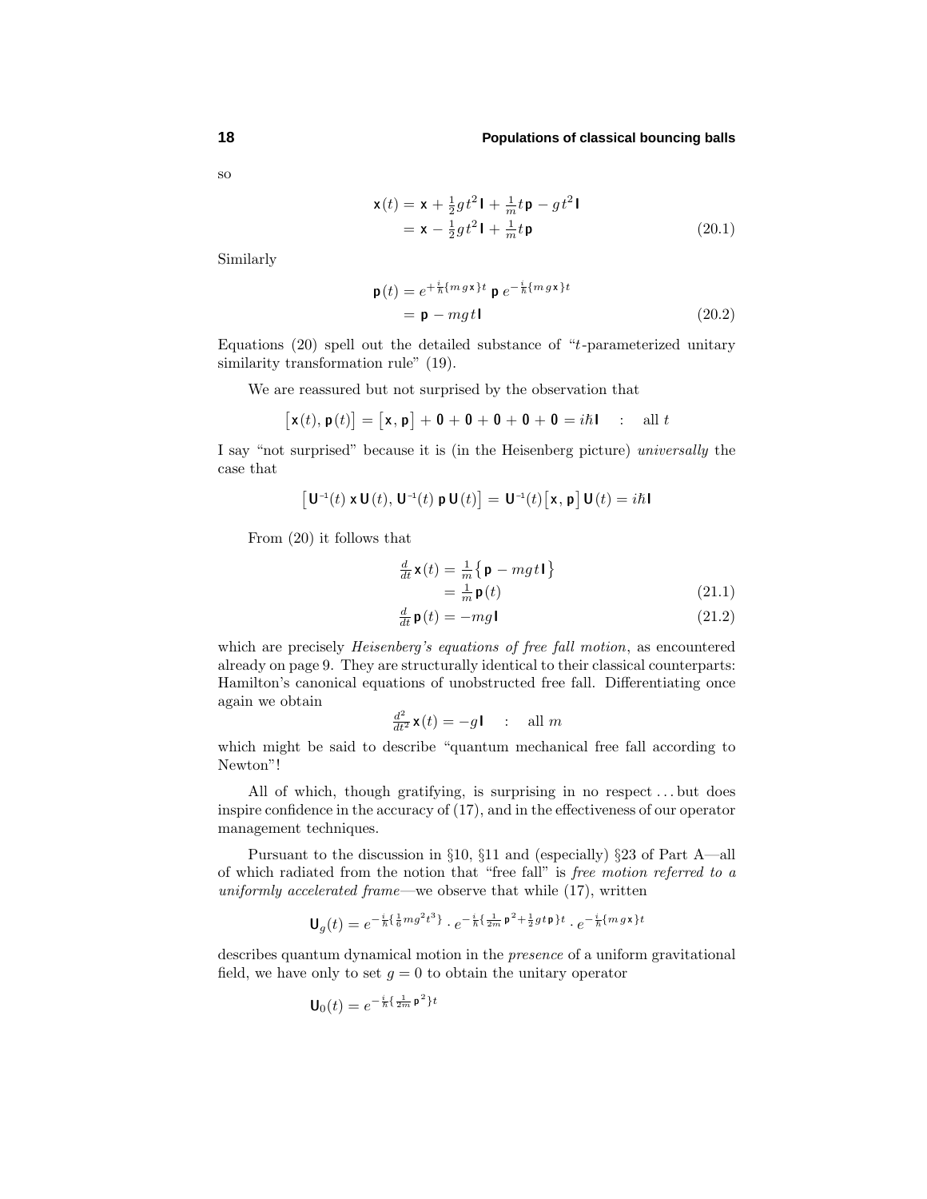so

$$
\begin{aligned}
\mathsf{x}(t) &= \mathsf{x} + \tfrac{1}{2}gt^2\,\mathsf{I} + \tfrac{1}{m}t\,\mathsf{p} - gt^2\,\mathsf{I} \\
&= \mathsf{x} - \tfrac{1}{2}gt^2\,\mathsf{I} + \tfrac{1}{m}t\,\mathsf{p}
\end{aligned}
\tag{20.1}
$$

Similarly

$$
\begin{aligned}
\mathsf{p}(t) &= e^{+\frac{i}{\hbar}\{mg\mathsf{x}\}t}\;\mathsf{p}\;e^{-\frac{i}{\hbar}\{mg\mathsf{x}\}t} \\
&= \mathsf{p} - mgt\,\mathsf{I}
\end{aligned}
\tag{20.2}
$$

Equations (20) spell out the detailed substance of "$t$-parameterized unitary similarity transformation rule" (19).

We are reassured but not surprised by the observation that

$$
\big[\mathsf{x}(t), \mathsf{p}(t)\big] = \big[\mathsf{x}, \mathsf{p}\big] + \mathsf{0} + \mathsf{0} + \mathsf{0} + \mathsf{0} + \mathsf{0} = i\hbar\,\mathsf{I} \quad : \quad \text{all } t
$$

I say "not surprised" because it is (in the Heisenberg picture) *universally* the case that

$$
\big[\mathsf{U}^{-1}(t)\,\mathsf{x}\,\mathsf{U}(t), \mathsf{U}^{-1}(t)\,\mathsf{p}\,\mathsf{U}(t)\big] = \mathsf{U}^{-1}(t)\big[\mathsf{x}, \mathsf{p}\big]\,\mathsf{U}(t) = i\hbar\,\mathsf{I}
$$

From (20) it follows that

$$
\begin{aligned}
\tfrac{d}{dt}\,\mathsf{x}(t) &= \tfrac{1}{m}\big\{\,\mathsf{p} - mgt\,\mathsf{I}\big\} \\
&= \tfrac{1}{m}\,\mathsf{p}(t)
\end{aligned}
\tag{21.1}
$$

$$
\tfrac{d}{dt}\,\mathsf{p}(t) = -mg\,\mathsf{I}
\tag{21.2}
$$

which are precisely *Heisenberg's equations of free fall motion*, as encountered already on page 9. They are structurally identical to their classical counterparts: Hamilton's canonical equations of unobstructed free fall. Differentiating once again we obtain

$$
\tfrac{d^2}{dt^2}\,\mathsf{x}(t) = -g\,\mathsf{I} \quad : \quad \text{all } m
$$

which might be said to describe "quantum mechanical free fall according to Newton"!

All of which, though gratifying, is surprising in no respect ... but does inspire confidence in the accuracy of (17), and in the effectiveness of our operator management techniques.

Pursuant to the discussion in §10, §11 and (especially) §23 of Part A—all of which radiated from the notion that "free fall" is *free motion referred to a uniformly accelerated frame*—we observe that while (17), written

$$
\mathsf{U}_g(t) = e^{-\frac{i}{\hbar}\{\frac{1}{6}mg^2t^3\}} \cdot e^{-\frac{i}{\hbar}\{\frac{1}{2m}\mathsf{p}^2 + \frac{1}{2}gt\,\mathsf{p}\}t} \cdot e^{-\frac{i}{\hbar}\{mg\mathsf{x}\}t}
$$

describes quantum dynamical motion in the *presence* of a uniform gravitational field, we have only to set $g = 0$ to obtain the unitary operator

$$
\mathsf{U}_0(t) = e^{-\frac{i}{\hbar}\{\frac{1}{2m}\mathsf{p}^2\}t}
$$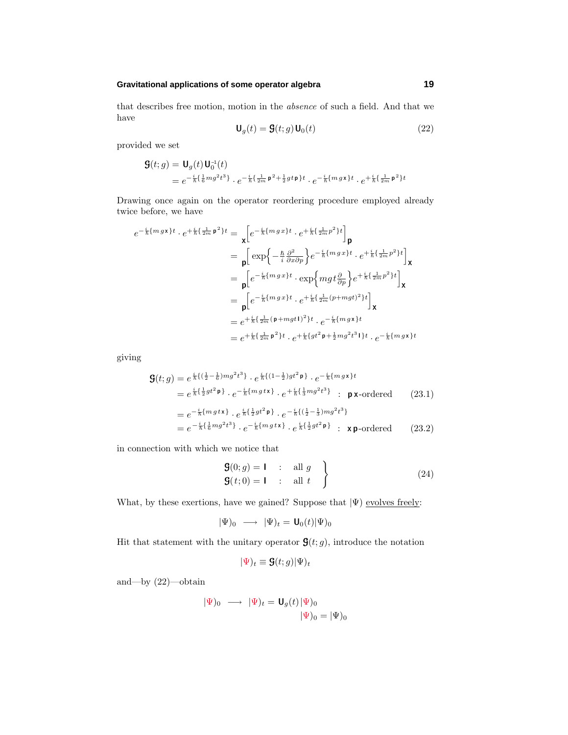that describes free motion, motion in the *absence* of such a field. And that we have

$$\mathbf{U}_g(t) = \mathbf{\mathfrak{G}}(t;g)\,\mathbf{U}_0(t) \tag{22}$$

provided we set

$$\begin{aligned}
\mathbf{\mathfrak{G}}(t;g) &= \mathbf{U}_g(t)\,\mathbf{U}_0^{-1}(t)\\
&= e^{-\frac{i}{\hbar}\{\frac{1}{6}mg^2t^3\}}\cdot e^{-\frac{i}{\hbar}\{\frac{1}{2m}\mathbf{p}^2+\frac{1}{2}gt\,\mathbf{p}\}t}\cdot e^{-\frac{i}{\hbar}\{mg\,\mathbf{x}\}t}\cdot e^{+\frac{i}{\hbar}\{\frac{1}{2m}\mathbf{p}^2\}t}
\end{aligned}$$

Drawing once again on the operator reordering procedure employed already twice before, we have

$$\begin{aligned}
e^{-\frac{i}{\hbar}\{mg\,\mathbf{x}\}t}\cdot e^{+\frac{i}{\hbar}\{\frac{1}{2m}\mathbf{p}^2\}t} &= {}_{\mathbf{x}}\Big[e^{-\frac{i}{\hbar}\{mg\,x\}t}\cdot e^{+\frac{i}{\hbar}\{\frac{1}{2m}p^2\}t}\Big]_{\mathbf{p}}\\
&= {}_{\mathbf{p}}\Big[\exp\Big\{-\tfrac{\hbar}{i}\tfrac{\partial^2}{\partial x\partial p}\Big\}e^{-\frac{i}{\hbar}\{mg\,x\}t}\cdot e^{+\frac{i}{\hbar}\{\frac{1}{2m}p^2\}t}\Big]_{\mathbf{x}}\\
&= {}_{\mathbf{p}}\Big[e^{-\frac{i}{\hbar}\{mg\,x\}t}\cdot \exp\Big\{mgt\tfrac{\partial}{\partial p}\Big\}e^{+\frac{i}{\hbar}\{\frac{1}{2m}p^2\}t}\Big]_{\mathbf{x}}\\
&= {}_{\mathbf{p}}\Big[e^{-\frac{i}{\hbar}\{mg\,x\}t}\cdot e^{+\frac{i}{\hbar}\{\frac{1}{2m}(p+mgt)^2\}t}\Big]_{\mathbf{x}}\\
&= e^{+\frac{i}{\hbar}\{\frac{1}{2m}(\mathbf{p}+mgt\,\mathbf{I})^2\}t}\cdot e^{-\frac{i}{\hbar}\{mg\,\mathbf{x}\}t}\\
&= e^{+\frac{i}{\hbar}\{\frac{1}{2m}\mathbf{p}^2\}t}\cdot e^{+\frac{i}{\hbar}\{gt^2\,\mathbf{p}+\frac{1}{2}mg^2t^3\,\mathbf{I}\}t}\cdot e^{-\frac{i}{\hbar}\{mg\,\mathbf{x}\}t}
\end{aligned}$$

giving

$$\begin{aligned}
\mathbf{\mathfrak{G}}(t;g) &= e^{\frac{i}{\hbar}\{(\frac{1}{2}-\frac{1}{6})mg^2t^3\}}\cdot e^{\frac{i}{\hbar}\{(1-\frac{1}{2})gt^2\,\mathbf{p}\}}\cdot e^{-\frac{i}{\hbar}\{mg\,\mathbf{x}\}t}\\
&= e^{\frac{i}{\hbar}\{\frac{1}{2}gt^2\,\mathbf{p}\}}\cdot e^{-\frac{i}{\hbar}\{mgt\,\mathbf{x}\}}\cdot e^{+\frac{i}{\hbar}\{\frac{1}{3}mg^2t^3\}} \quad:\quad \mathbf{p}\,\mathbf{x}\text{-ordered} \qquad (23.1)\\
&= e^{-\frac{i}{\hbar}\{mgt\,\mathbf{x}\}}\cdot e^{\frac{i}{\hbar}\{\frac{1}{2}gt^2\,\mathbf{p}\}}\cdot e^{-\frac{i}{\hbar}\{(\frac{1}{2}-\frac{1}{3})mg^2t^3\}}\\
&= e^{-\frac{i}{\hbar}\{\frac{1}{6}mg^2t^3\}}\cdot e^{-\frac{i}{\hbar}\{mgt\,\mathbf{x}\}}\cdot e^{\frac{i}{\hbar}\{\frac{1}{2}gt^2\,\mathbf{p}\}} \quad:\quad \mathbf{x}\,\mathbf{p}\text{-ordered} \qquad (23.2)
\end{aligned}$$

in connection with which we notice that

$$\left.\begin{aligned}
\mathbf{\mathfrak{G}}(0;g) &= \mathbf{I} \quad:\quad \text{all } g\\
\mathbf{\mathfrak{G}}(t;0) &= \mathbf{I} \quad:\quad \text{all } t
\end{aligned}\right\} \tag{24}$$

What, by these exertions, have we gained? Suppose that $|\Psi)$ evolves freely:

$$|\Psi)_0 \;\longrightarrow\; |\Psi)_t = \mathbf{U}_0(t)|\Psi)_0$$

Hit that statement with the unitary operator $\mathbf{\mathfrak{G}}(t;g)$, introduce the notation

$$|\Psi)_t \equiv \mathbf{\mathfrak{G}}(t;g)|\Psi)_t$$

and—by (22)—obtain

$$\begin{aligned}
|\Psi)_0 \;\longrightarrow\; |\Psi)_t &= \mathbf{U}_g(t)\,|\Psi)_0\\
|\Psi)_0 &= |\Psi)_0
\end{aligned}$$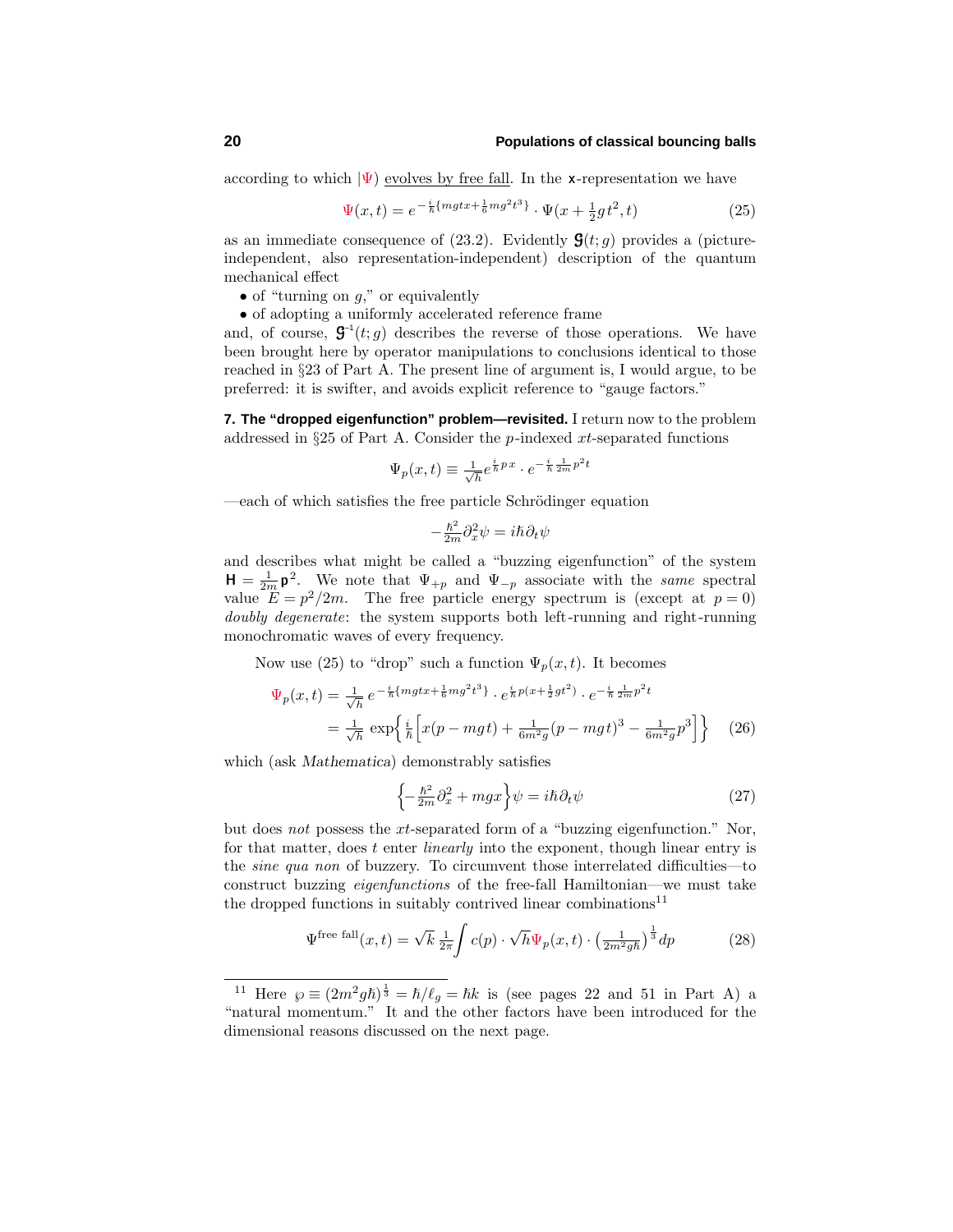according to which $|\Psi)$ evolves by free fall. In the $\mathbf{x}$-representation we have

$$\Psi(x,t) = e^{-\frac{i}{\hbar}\{mgtx+\frac{1}{6}mg^2t^3\}}\cdot\Psi(x+\tfrac{1}{2}gt^2,t) \tag{25}$$

as an immediate consequence of (23.2). Evidently $\mathbf{\mathfrak{G}}(t;g)$ provides a (picture-independent, also representation-independent) description of the quantum mechanical effect

- of "turning on $g$," or equivalently
- of adopting a uniformly accelerated reference frame

and, of course, $\mathbf{\mathfrak{G}}^{-1}(t;g)$ describes the reverse of those operations. We have been brought here by operator manipulations to conclusions identical to those reached in §23 of Part A. The present line of argument is, I would argue, to be preferred: it is swifter, and avoids explicit reference to "gauge factors."

**7. The "dropped eigenfunction" problem—revisited.** I return now to the problem addressed in §25 of Part A. Consider the $p$-indexed $xt$-separated functions

$$\Psi_p(x,t) \equiv \tfrac{1}{\sqrt{h}}e^{\frac{i}{\hbar}p\,x}\cdot e^{-\frac{i}{\hbar}\frac{1}{2m}p^2t}$$

—each of which satisfies the free particle Schrödinger equation

$$-\tfrac{\hbar^2}{2m}\partial_x^2\psi = i\hbar\partial_t\psi$$

and describes what might be called a "buzzing eigenfunction" of the system $\mathbf{H} = \frac{1}{2m}\mathbf{p}^2$. We note that $\Psi_{+p}$ and $\Psi_{-p}$ associate with the *same* spectral value $E = p^2/2m$. The free particle energy spectrum is (except at $p = 0$) *doubly degenerate*: the system supports both left-running and right-running monochromatic waves of every frequency.

Now use (25) to "drop" such a function $\Psi_p(x,t)$. It becomes

$$\begin{aligned}\Psi_p(x,t) &= \tfrac{1}{\sqrt{h}}\,e^{-\frac{i}{\hbar}\{mgtx+\frac{1}{6}mg^2t^3\}}\cdot e^{\frac{i}{\hbar}p(x+\frac{1}{2}gt^2)}\cdot e^{-\frac{i}{\hbar}\frac{1}{2m}p^2t}\\ &= \tfrac{1}{\sqrt{h}}\,\exp\Big\{\tfrac{i}{\hbar}\Big[x(p-mgt)+\tfrac{1}{6m^2g}(p-mgt)^3-\tfrac{1}{6m^2g}p^3\Big]\Big\}\end{aligned} \tag{26}$$

which (ask *Mathematica*) demonstrably satisfies

$$\Big\{-\tfrac{\hbar^2}{2m}\partial_x^2 + mgx\Big\}\psi = i\hbar\partial_t\psi \tag{27}$$

but does *not* possess the $xt$-separated form of a "buzzing eigenfunction." Nor, for that matter, does $t$ enter *linearly* into the exponent, though linear entry is the *sine qua non* of buzzery. To circumvent those interrelated difficulties—to construct buzzing *eigenfunctions* of the free-fall Hamiltonian—we must take the dropped functions in suitably contrived linear combinations[11]

$$\Psi^{\text{free fall}}(x,t) = \sqrt{k}\,\tfrac{1}{2\pi}\int c(p)\cdot\sqrt{h}\,\Psi_p(x,t)\cdot\big(\tfrac{1}{2m^2g\hbar}\big)^{\frac{1}{3}}dp \tag{28}$$

---

[11] Here $\wp \equiv (2m^2g\hbar)^{\frac{1}{3}} = \hbar/\ell_g = \hbar k$ is (see pages 22 and 51 in Part A) a "natural momentum." It and the other factors have been introduced for the dimensional reasons discussed on the next page.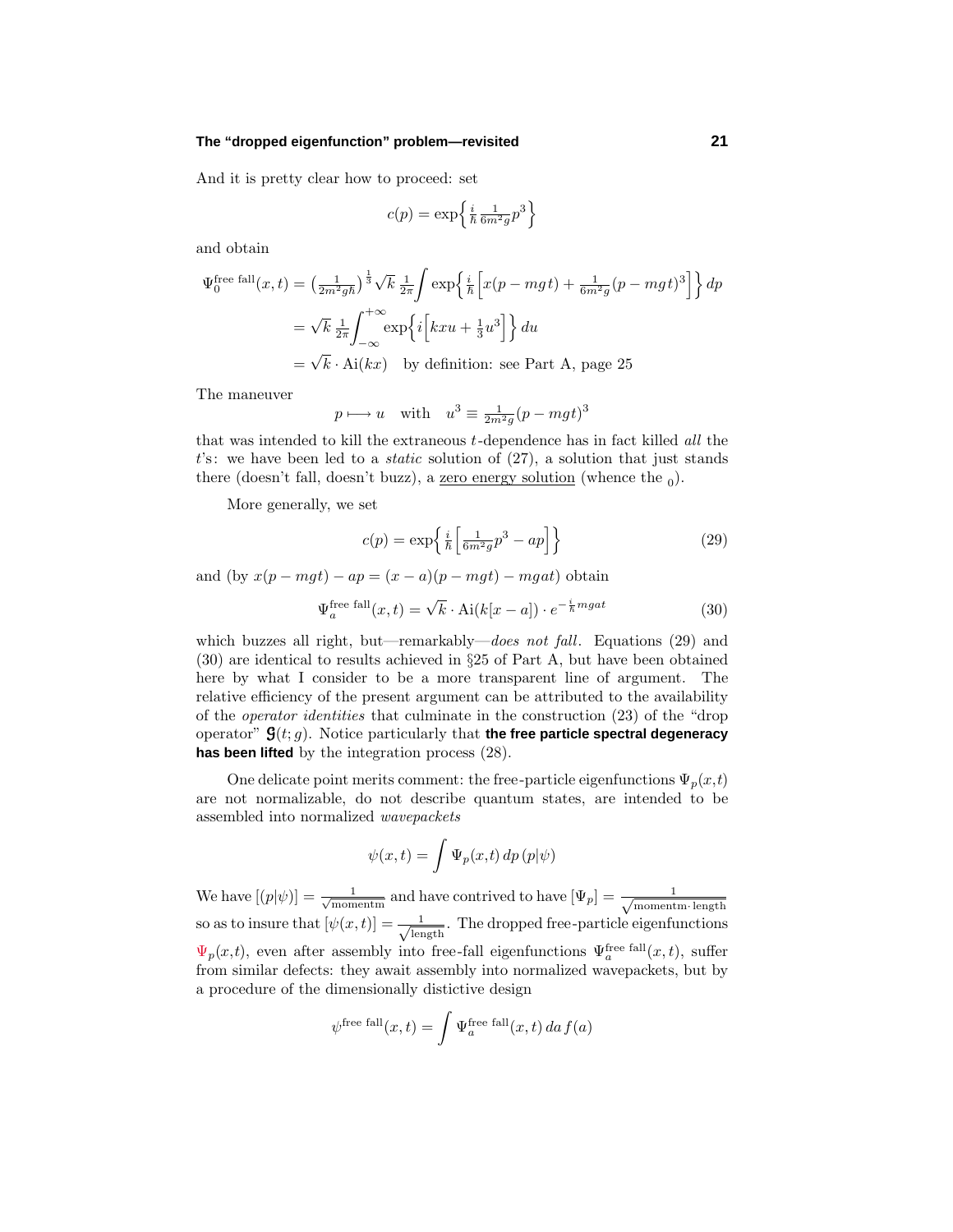And it is pretty clear how to proceed: set

$$c(p) = \exp\left\{\tfrac{i}{\hbar}\tfrac{1}{6m^2g}p^3\right\}$$

and obtain

$$\begin{aligned}
\Psi_0^{\text{free fall}}(x,t) &= \left(\tfrac{1}{2m^2g\hbar}\right)^{\frac{1}{3}}\sqrt{k}\,\tfrac{1}{2\pi}\int \exp\left\{\tfrac{i}{\hbar}\left[x(p-mgt)+\tfrac{1}{6m^2g}(p-mgt)^3\right]\right\}dp \\
&= \sqrt{k}\,\tfrac{1}{2\pi}\int_{-\infty}^{+\infty}\exp\left\{i\left[kxu+\tfrac{1}{3}u^3\right]\right\}du \\
&= \sqrt{k}\cdot\text{Ai}(kx) \quad \text{by definition: see Part A, page 25}
\end{aligned}$$

The maneuver

$$p \longmapsto u \quad \text{with} \quad u^3 \equiv \tfrac{1}{2m^2g}(p-mgt)^3$$

that was intended to kill the extraneous $t$-dependence has in fact killed *all* the $t$'s: we have been led to a *static* solution of (27), a solution that just stands there (doesn't fall, doesn't buzz), a zero energy solution (whence the $_0$).

More generally, we set

$$c(p) = \exp\left\{\tfrac{i}{\hbar}\left[\tfrac{1}{6m^2g}p^3 - ap\right]\right\} \tag{29}$$

and (by $x(p-mgt)-ap = (x-a)(p-mgt)-mgat$) obtain

$$\Psi_a^{\text{free fall}}(x,t) = \sqrt{k}\cdot\text{Ai}(k[x-a])\cdot e^{-\frac{i}{\hbar}mgat} \tag{30}$$

which buzzes all right, but—remarkably—*does not fall*. Equations (29) and (30) are identical to results achieved in §25 of Part A, but have been obtained here by what I consider to be a more transparent line of argument. The relative efficiency of the present argument can be attributed to the availability of the *operator identities* that culminate in the construction (23) of the "drop operator" $\mathfrak{G}(t;g)$. Notice particularly that **the free particle spectral degeneracy has been lifted** by the integration process (28).

One delicate point merits comment: the free-particle eigenfunctions $\Psi_p(x,t)$ are not normalizable, do not describe quantum states, are intended to be assembled into normalized *wavepackets*

$$\psi(x,t) = \int \Psi_p(x,t)\,dp\,(p|\psi)$$

We have $[(p|\psi)] = \frac{1}{\sqrt{\text{momentm}}}$ and have contrived to have $[\Psi_p] = \frac{1}{\sqrt{\text{momentm}\cdot\text{length}}}$ so as to insure that $[\psi(x,t)] = \frac{1}{\sqrt{\text{length}}}$. The dropped free-particle eigenfunctions $\Psi_p(x,t)$, even after assembly into free-fall eigenfunctions $\Psi_a^{\text{free fall}}(x,t)$, suffer from similar defects: they await assembly into normalized wavepackets, but by a procedure of the dimensionally distictive design

$$\psi^{\text{free fall}}(x,t) = \int \Psi_a^{\text{free fall}}(x,t)\,da\,f(a)$$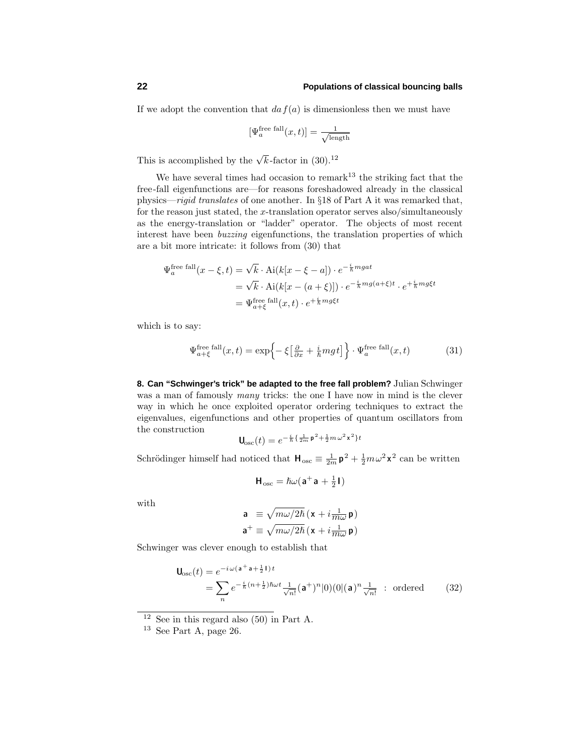If we adopt the convention that $da\, f(a)$ is dimensionless then we must have

$$[\Psi_a^{\text{free fall}}(x,t)] = \tfrac{1}{\sqrt{\text{length}}}$$

This is accomplished by the $\sqrt{k}$-factor in (30).[12]

We have several times had occasion to remark[13] the striking fact that the free-fall eigenfunctions are—for reasons foreshadowed already in the classical physics—*rigid translates* of one another. In §18 of Part A it was remarked that, for the reason just stated, the $x$-translation operator serves also/simultaneously as the energy-translation or "ladder" operator. The objects of most recent interest have been *buzzing* eigenfunctions, the translation properties of which are a bit more intricate: it follows from (30) that

$$\begin{aligned}
\Psi_a^{\text{free fall}}(x-\xi,t) &= \sqrt{k}\cdot \text{Ai}(k[x-\xi-a])\cdot e^{-\frac{i}{\hbar}mgat}\\
&= \sqrt{k}\cdot \text{Ai}(k[x-(a+\xi)])\cdot e^{-\frac{i}{\hbar}mg(a+\xi)t}\cdot e^{+\frac{i}{\hbar}mg\xi t}\\
&= \Psi_{a+\xi}^{\text{free fall}}(x,t)\cdot e^{+\frac{i}{\hbar}mg\xi t}
\end{aligned}$$

which is to say:

$$\Psi_{a+\xi}^{\text{free fall}}(x,t) = \exp\Big\{-\xi\big[\tfrac{\partial}{\partial x}+\tfrac{i}{\hbar}mgt\big]\Big\}\cdot \Psi_a^{\text{free fall}}(x,t) \tag{31}$$

**8. Can "Schwinger's trick" be adapted to the free fall problem?** Julian Schwinger was a man of famously *many* tricks: the one I have now in mind is the clever way in which he once exploited operator ordering techniques to extract the eigenvalues, eigenfunctions and other properties of quantum oscillators from the construction

$$\mathbf{U}_{\text{osc}}(t) = e^{-\frac{i}{\hbar}\{\frac{1}{2m}\mathbf{p}^2+\frac{1}{2}m\omega^2\mathbf{x}^2\}t}$$

Schrödinger himself had noticed that $\mathbf{H}_{\text{osc}} \equiv \frac{1}{2m}\mathbf{p}^2+\frac{1}{2}m\omega^2\mathbf{x}^2$ can be written

$$\mathbf{H}_{\text{osc}} = \hbar\omega(\mathbf{a}^+\mathbf{a}+\tfrac{1}{2}\mathbf{I})$$

with

$$\begin{aligned}
\mathbf{a}\ &\equiv \sqrt{m\omega/2\hbar}\,(\mathbf{x}+i\tfrac{1}{m\omega}\mathbf{p})\\
\mathbf{a}^+ &\equiv \sqrt{m\omega/2\hbar}\,(\mathbf{x}+i\tfrac{1}{m\omega}\mathbf{p})
\end{aligned}$$

Schwinger was clever enough to establish that

$$\begin{aligned}
\mathbf{U}_{\text{osc}}(t) &= e^{-i\omega(\mathbf{a}^+\mathbf{a}+\frac{1}{2}\mathbf{I})\,t}\\
&= \sum_n e^{-\frac{i}{\hbar}(n+\frac{1}{2})\hbar\omega t}\tfrac{1}{\sqrt{n!}}(\mathbf{a}^+)^n|0)(0|(\mathbf{a})^n\tfrac{1}{\sqrt{n!}}\ \ :\ \text{ordered}
\end{aligned} \tag{32}$$

---

[12] See in this regard also (50) in Part A.

[13] See Part A, page 26.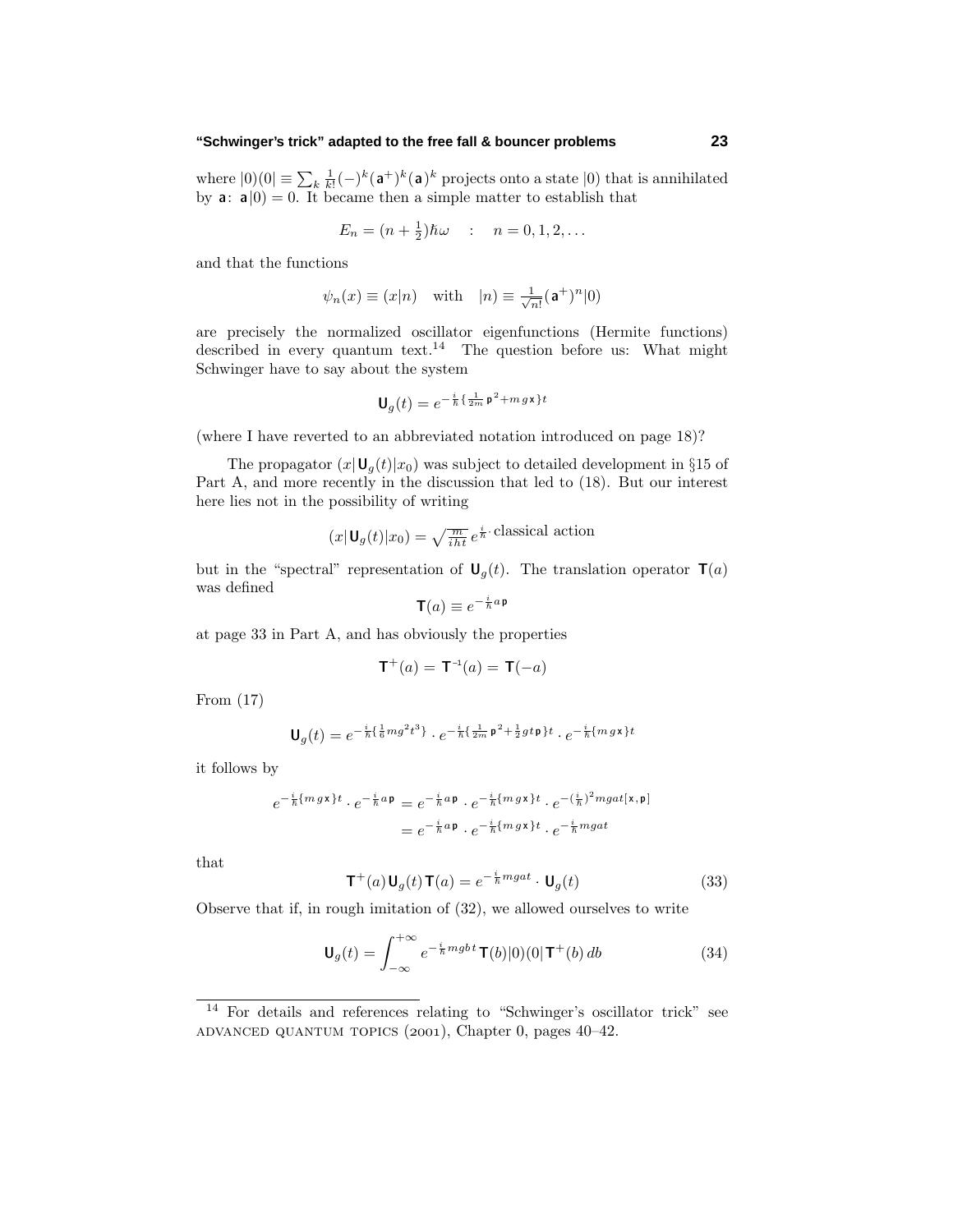where $|0)(0| \equiv \sum_k \frac{1}{k!}(-)^k(\mathsf{a}^+)^k(\mathsf{a})^k$ projects onto a state $|0)$ that is annihilated by $\mathsf{a}$: $\mathsf{a}|0) = 0$. It became then a simple matter to establish that

$$E_n = (n + \tfrac{1}{2})\hbar\omega \quad : \quad n = 0, 1, 2, \ldots$$

and that the functions

$$\psi_n(x) \equiv (x|n) \quad \text{with} \quad |n) \equiv \tfrac{1}{\sqrt{n!}}(\mathsf{a}^+)^n|0)$$

are precisely the normalized oscillator eigenfunctions (Hermite functions) described in every quantum text.[14] The question before us: What might Schwinger have to say about the system

$$\mathsf{U}_g(t) = e^{-\frac{i}{\hbar}\{\frac{1}{2m}\mathsf{p}^2 + mg\mathsf{x}\}t}$$

(where I have reverted to an abbreviated notation introduced on page 18)?

The propagator $(x|\mathsf{U}_g(t)|x_0)$ was subject to detailed development in §15 of Part A, and more recently in the discussion that led to (18). But our interest here lies not in the possibility of writing

$$(x|\mathsf{U}_g(t)|x_0) = \sqrt{\tfrac{m}{iht}}\, e^{\frac{i}{\hbar}\cdot \text{classical action}}$$

but in the "spectral" representation of $\mathsf{U}_g(t)$. The translation operator $\mathsf{T}(a)$ was defined

$$\mathsf{T}(a) \equiv e^{-\frac{i}{\hbar}a\,\mathsf{p}}$$

at page 33 in Part A, and has obviously the properties

$$\mathsf{T}^+(a) = \mathsf{T}^{-1}(a) = \mathsf{T}(-a)$$

From (17)

$$\mathsf{U}_g(t) = e^{-\frac{i}{\hbar}\{\frac{1}{6}mg^2t^3\}} \cdot e^{-\frac{i}{\hbar}\{\frac{1}{2m}\mathsf{p}^2 + \frac{1}{2}gt\,\mathsf{p}\}t} \cdot e^{-\frac{i}{\hbar}\{mg\mathsf{x}\}t}$$

it follows by

$$\begin{aligned}
e^{-\frac{i}{\hbar}\{mg\mathsf{x}\}t} \cdot e^{-\frac{i}{\hbar}a\,\mathsf{p}} &= e^{-\frac{i}{\hbar}a\,\mathsf{p}} \cdot e^{-\frac{i}{\hbar}\{mg\mathsf{x}\}t} \cdot e^{-(\frac{i}{\hbar})^2 mgat[\mathsf{x},\mathsf{p}]} \\
&= e^{-\frac{i}{\hbar}a\,\mathsf{p}} \cdot e^{-\frac{i}{\hbar}\{mg\mathsf{x}\}t} \cdot e^{-\frac{i}{\hbar}mgat}
\end{aligned}$$

that

$$\mathsf{T}^+(a)\,\mathsf{U}_g(t)\,\mathsf{T}(a) = e^{-\frac{i}{\hbar}mgat} \cdot \mathsf{U}_g(t) \tag{33}$$

Observe that if, in rough imitation of (32), we allowed ourselves to write

$$\mathsf{U}_g(t) = \int_{-\infty}^{+\infty} e^{-\frac{i}{\hbar}mgbt}\,\mathsf{T}(b)|0)(0|\mathsf{T}^+(b)\,db \tag{34}$$

---

[14] For details and references relating to "Schwinger's oscillator trick" see ADVANCED QUANTUM TOPICS (2001), Chapter 0, pages 40–42.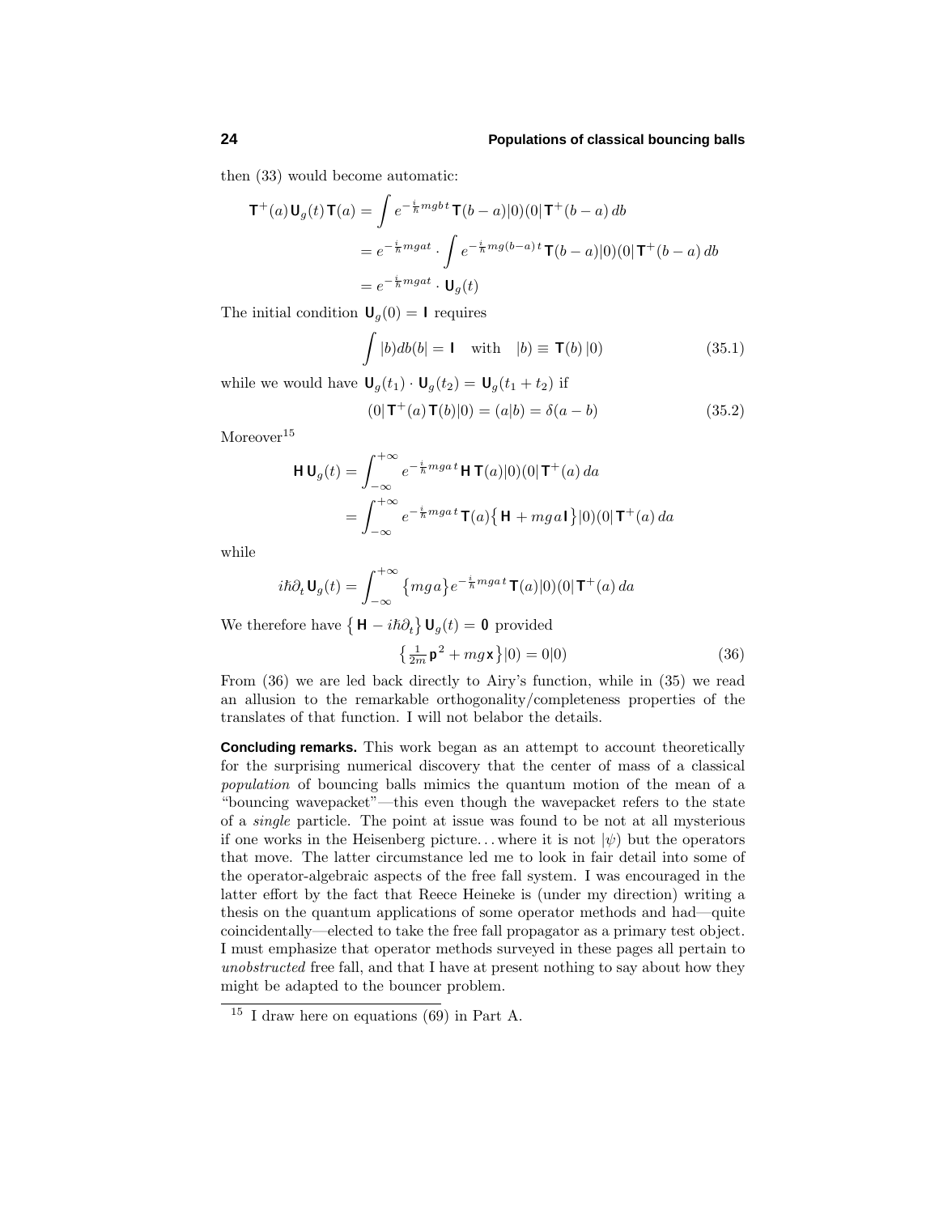then (33) would become automatic:

$$
\begin{aligned}
\mathbf{T}^+(a)\,\mathbf{U}_g(t)\,\mathbf{T}(a) &= \int e^{-\frac{i}{\hbar}mgbt}\,\mathbf{T}(b-a)|0)(0|\,\mathbf{T}^+(b-a)\,db \\
&= e^{-\frac{i}{\hbar}mgat}\cdot \int e^{-\frac{i}{\hbar}mg(b-a)\,t}\,\mathbf{T}(b-a)|0)(0|\,\mathbf{T}^+(b-a)\,db \\
&= e^{-\frac{i}{\hbar}mgat}\cdot \mathbf{U}_g(t)
\end{aligned}
$$

The initial condition $\mathbf{U}_g(0) = \mathbf{I}$ requires

$$
\int |b)db(b| = \mathbf{I} \quad \text{with} \quad |b) \equiv \mathbf{T}(b)\,|0) \tag{35.1}
$$

while we would have $\mathbf{U}_g(t_1)\cdot \mathbf{U}_g(t_2) = \mathbf{U}_g(t_1+t_2)$ if

$$
(0|\,\mathbf{T}^+(a)\,\mathbf{T}(b)|0) = (a|b) = \delta(a-b) \tag{35.2}
$$

Moreover[15]

$$
\begin{aligned}
\mathbf{H}\,\mathbf{U}_g(t) &= \int_{-\infty}^{+\infty} e^{-\frac{i}{\hbar}mga\,t}\,\mathbf{H}\,\mathbf{T}(a)|0)(0|\,\mathbf{T}^+(a)\,da \\
&= \int_{-\infty}^{+\infty} e^{-\frac{i}{\hbar}mga\,t}\,\mathbf{T}(a)\big\{\mathbf{H} + mga\,\mathbf{I}\big\}|0)(0|\,\mathbf{T}^+(a)\,da
\end{aligned}
$$

while

$$
i\hbar\partial_t\,\mathbf{U}_g(t) = \int_{-\infty}^{+\infty} \big\{mga\big\}e^{-\frac{i}{\hbar}mga\,t}\,\mathbf{T}(a)|0)(0|\,\mathbf{T}^+(a)\,da
$$

We therefore have $\big\{\mathbf{H} - i\hbar\partial_t\big\}\,\mathbf{U}_g(t) = \mathbf{0}$ provided

$$
\big\{\tfrac{1}{2m}\mathbf{p}^2 + mg\mathbf{x}\big\}|0) = 0|0) \tag{36}
$$

From (36) we are led back directly to Airy's function, while in (35) we read an allusion to the remarkable orthogonality/completeness properties of the translates of that function. I will not belabor the details.

**Concluding remarks.** This work began as an attempt to account theoretically for the surprising numerical discovery that the center of mass of a classical *population* of bouncing balls mimics the quantum motion of the mean of a "bouncing wavepacket"—this even though the wavepacket refers to the state of a *single* particle. The point at issue was found to be not at all mysterious if one works in the Heisenberg picture. . . where it is not $|\psi)$ but the operators that move. The latter circumstance led me to look in fair detail into some of the operator-algebraic aspects of the free fall system. I was encouraged in the latter effort by the fact that Reece Heineke is (under my direction) writing a thesis on the quantum applications of some operator methods and had—quite coincidentally—elected to take the free fall propagator as a primary test object. I must emphasize that operator methods surveyed in these pages all pertain to *unobstructed* free fall, and that I have at present nothing to say about how they might be adapted to the bouncer problem.

[15] I draw here on equations (69) in Part A.